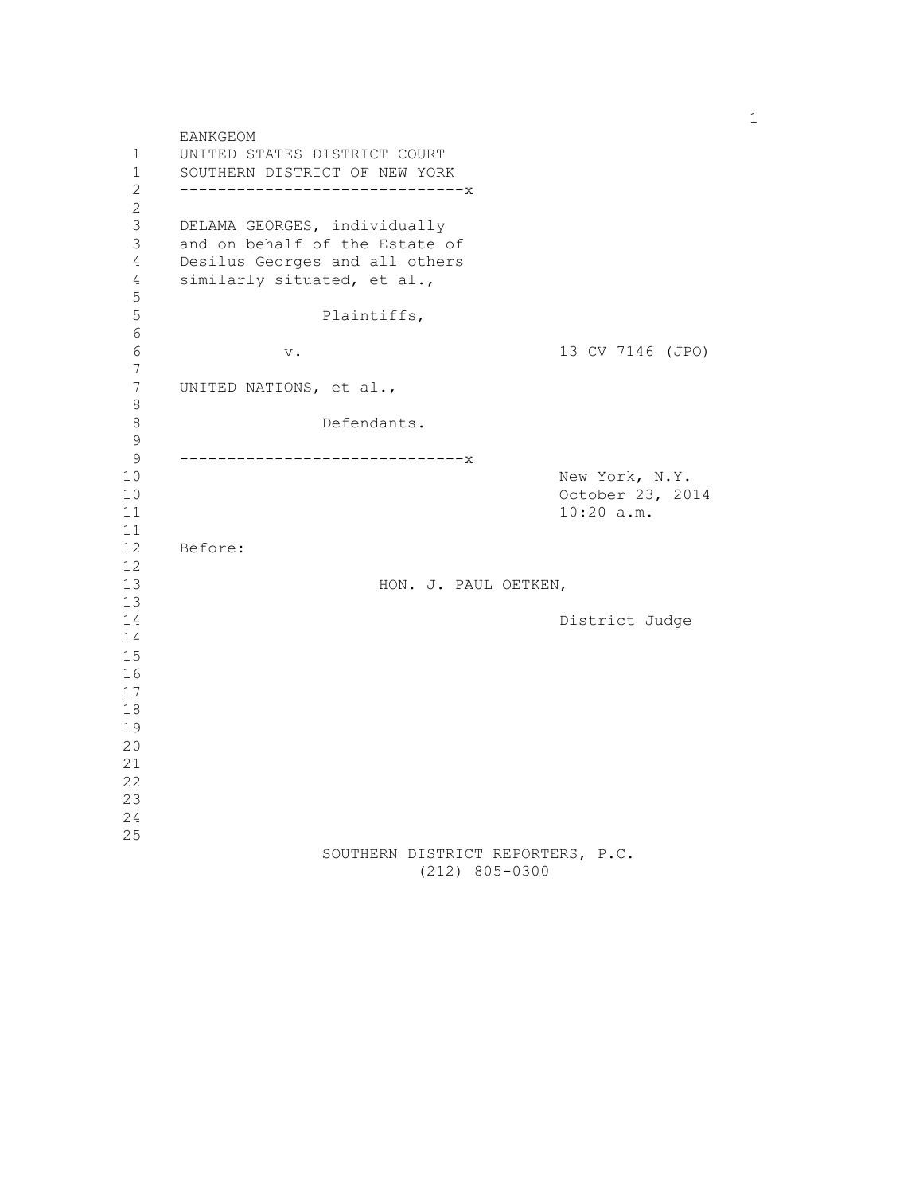EANKGEOM

UNITED STATES DISTRICT COURT
SOUTHERN DISTRICT OF NEW YORK

------------------------------x

DELAMA GEORGES, individually and on behalf of the Estate of Desilus Georges and all others similarly situated, et al.,

Plaintiffs,

v. 13 CV 7146 (JPO)

UNITED NATIONS, et al.,

Defendants.

------------------------------x

New York, N.Y.
October 23, 2014
10:20 a.m.

Before:

HON. J. PAUL OETKEN,

District Judge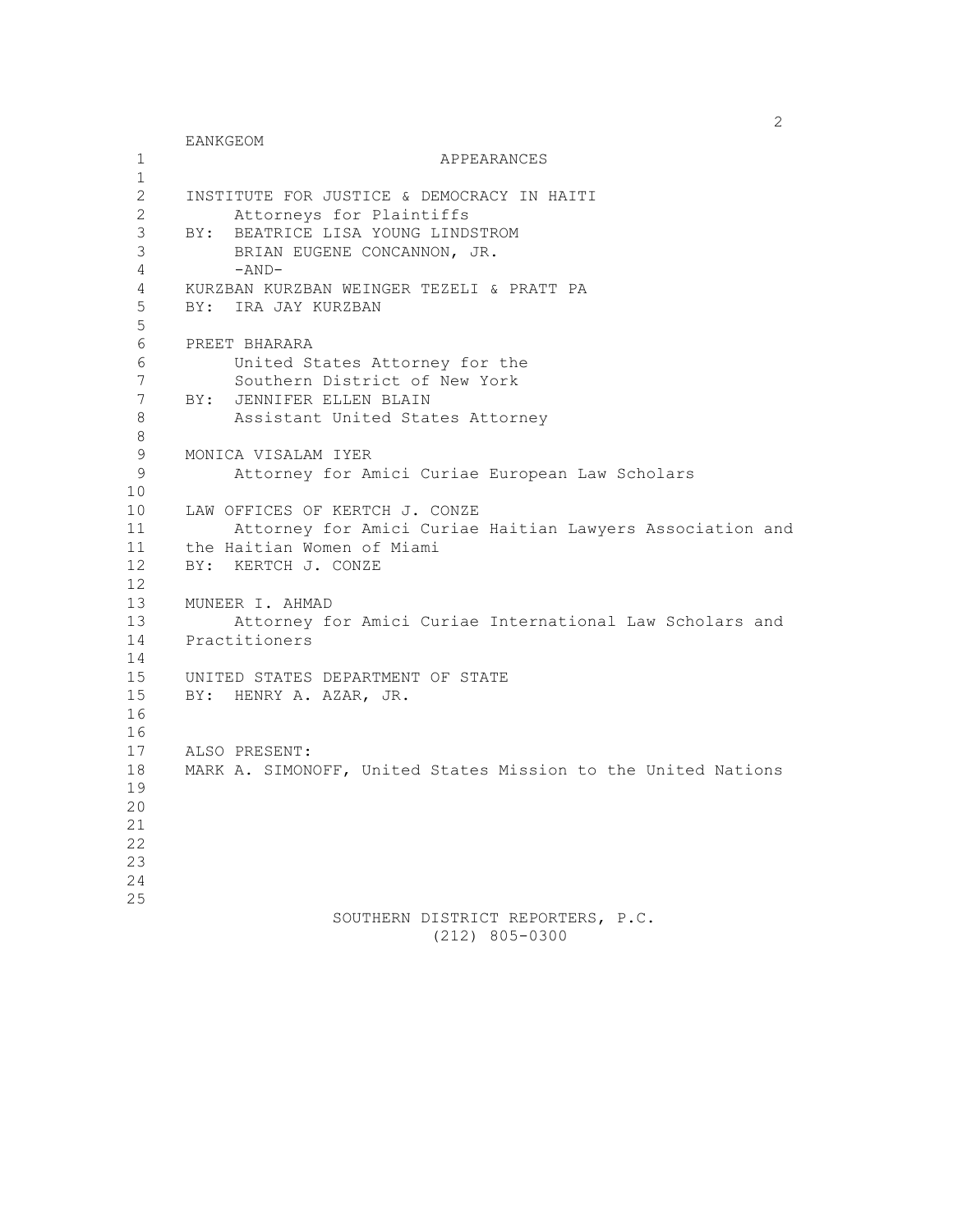EANKGEOM

APPEARANCES

INSTITUTE FOR JUSTICE & DEMOCRACY IN HAITI
Attorneys for Plaintiffs
BY: BEATRICE LISA YOUNG LINDSTROM
BRIAN EUGENE CONCANNON, JR.
-AND-
KURZBAN KURZBAN WEINGER TEZELI & PRATT PA
BY: IRA JAY KURZBAN

PREET BHARARA
United States Attorney for the
Southern District of New York
BY: JENNIFER ELLEN BLAIN
Assistant United States Attorney

MONICA VISALAM IYER
Attorney for Amici Curiae European Law Scholars

LAW OFFICES OF KERTCH J. CONZE
Attorney for Amici Curiae Haitian Lawyers Association and the Haitian Women of Miami
BY: KERTCH J. CONZE

MUNEER I. AHMAD
Attorney for Amici Curiae International Law Scholars and Practitioners

UNITED STATES DEPARTMENT OF STATE
BY: HENRY A. AZAR, JR.

ALSO PRESENT:
MARK A. SIMONOFF, United States Mission to the United Nations

SOUTHERN DISTRICT REPORTERS, P.C.
(212) 805-0300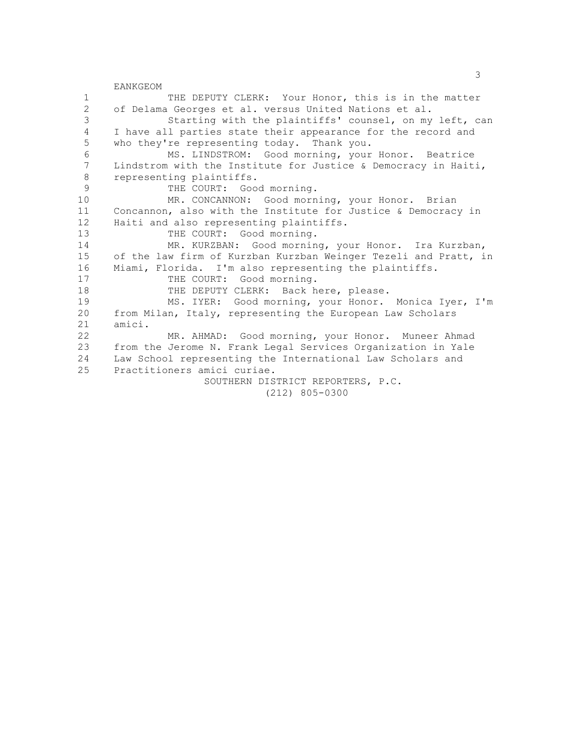EANKGEOM

1 THE DEPUTY CLERK: Your Honor, this is in the matter
2 of Delama Georges et al. versus United Nations et al.
3 Starting with the plaintiffs' counsel, on my left, can
4 I have all parties state their appearance for the record and
5 who they're representing today. Thank you.
6 MS. LINDSTROM: Good morning, your Honor. Beatrice
7 Lindstrom with the Institute for Justice & Democracy in Haiti,
8 representing plaintiffs.
9 THE COURT: Good morning.
10 MR. CONCANNON: Good morning, your Honor. Brian
11 Concannon, also with the Institute for Justice & Democracy in
12 Haiti and also representing plaintiffs.
13 THE COURT: Good morning.
14 MR. KURZBAN: Good morning, your Honor. Ira Kurzban,
15 of the law firm of Kurzban Kurzban Weinger Tezeli and Pratt, in
16 Miami, Florida. I'm also representing the plaintiffs.
17 THE COURT: Good morning.
18 THE DEPUTY CLERK: Back here, please.
19 MS. IYER: Good morning, your Honor. Monica Iyer, I'm
20 from Milan, Italy, representing the European Law Scholars
21 amici.
22 MR. AHMAD: Good morning, your Honor. Muneer Ahmad
23 from the Jerome N. Frank Legal Services Organization in Yale
24 Law School representing the International Law Scholars and
25 Practitioners amici curiae.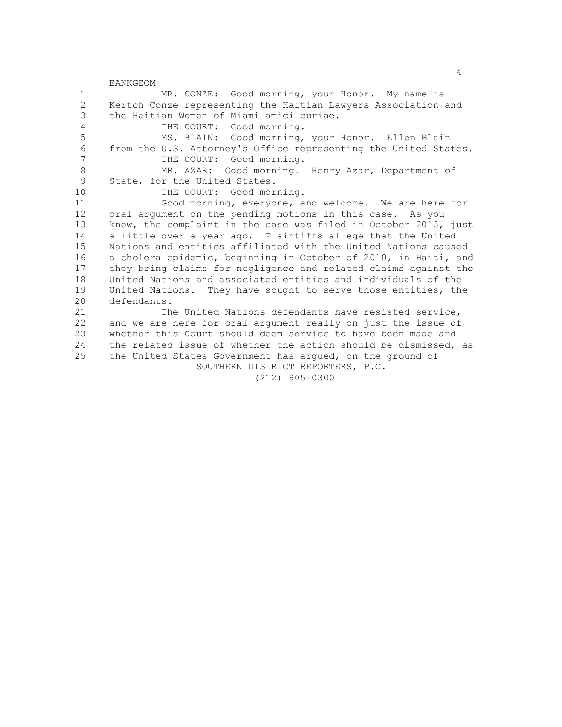MR. CONZE: Good morning, your Honor. My name is Kertch Conze representing the Haitian Lawyers Association and the Haitian Women of Miami amici curiae.

THE COURT: Good morning.

MS. BLAIN: Good morning, your Honor. Ellen Blain from the U.S. Attorney's Office representing the United States.

THE COURT: Good morning.

MR. AZAR: Good morning. Henry Azar, Department of State, for the United States.

THE COURT: Good morning.

Good morning, everyone, and welcome. We are here for oral argument on the pending motions in this case. As you know, the complaint in the case was filed in October 2013, just a little over a year ago. Plaintiffs allege that the United Nations and entities affiliated with the United Nations caused a cholera epidemic, beginning in October of 2010, in Haiti, and they bring claims for negligence and related claims against the United Nations and associated entities and individuals of the United Nations. They have sought to serve those entities, the defendants.

The United Nations defendants have resisted service, and we are here for oral argument really on just the issue of whether this Court should deem service to have been made and the related issue of whether the action should be dismissed, as the United States Government has argued, on the ground of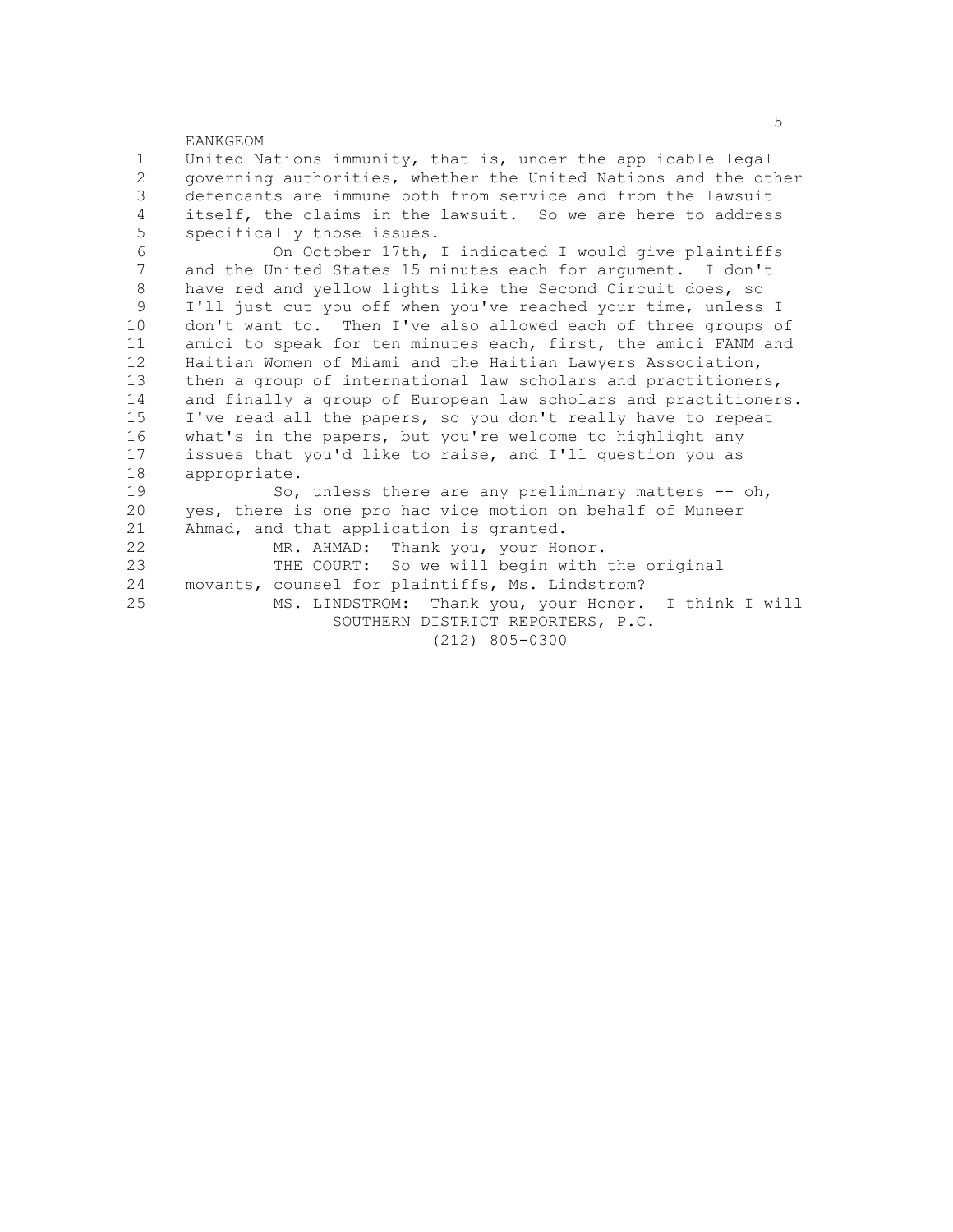United Nations immunity, that is, under the applicable legal governing authorities, whether the United Nations and the other defendants are immune both from service and from the lawsuit itself, the claims in the lawsuit. So we are here to address specifically those issues.

On October 17th, I indicated I would give plaintiffs and the United States 15 minutes each for argument. I don't have red and yellow lights like the Second Circuit does, so I'll just cut you off when you've reached your time, unless I don't want to. Then I've also allowed each of three groups of amici to speak for ten minutes each, first, the amici FANM and Haitian Women of Miami and the Haitian Lawyers Association, then a group of international law scholars and practitioners, and finally a group of European law scholars and practitioners. I've read all the papers, so you don't really have to repeat what's in the papers, but you're welcome to highlight any issues that you'd like to raise, and I'll question you as appropriate.

So, unless there are any preliminary matters -- oh, yes, there is one pro hac vice motion on behalf of Muneer Ahmad, and that application is granted.

MR. AHMAD: Thank you, your Honor.

THE COURT: So we will begin with the original movants, counsel for plaintiffs, Ms. Lindstrom?

MS. LINDSTROM: Thank you, your Honor. I think I will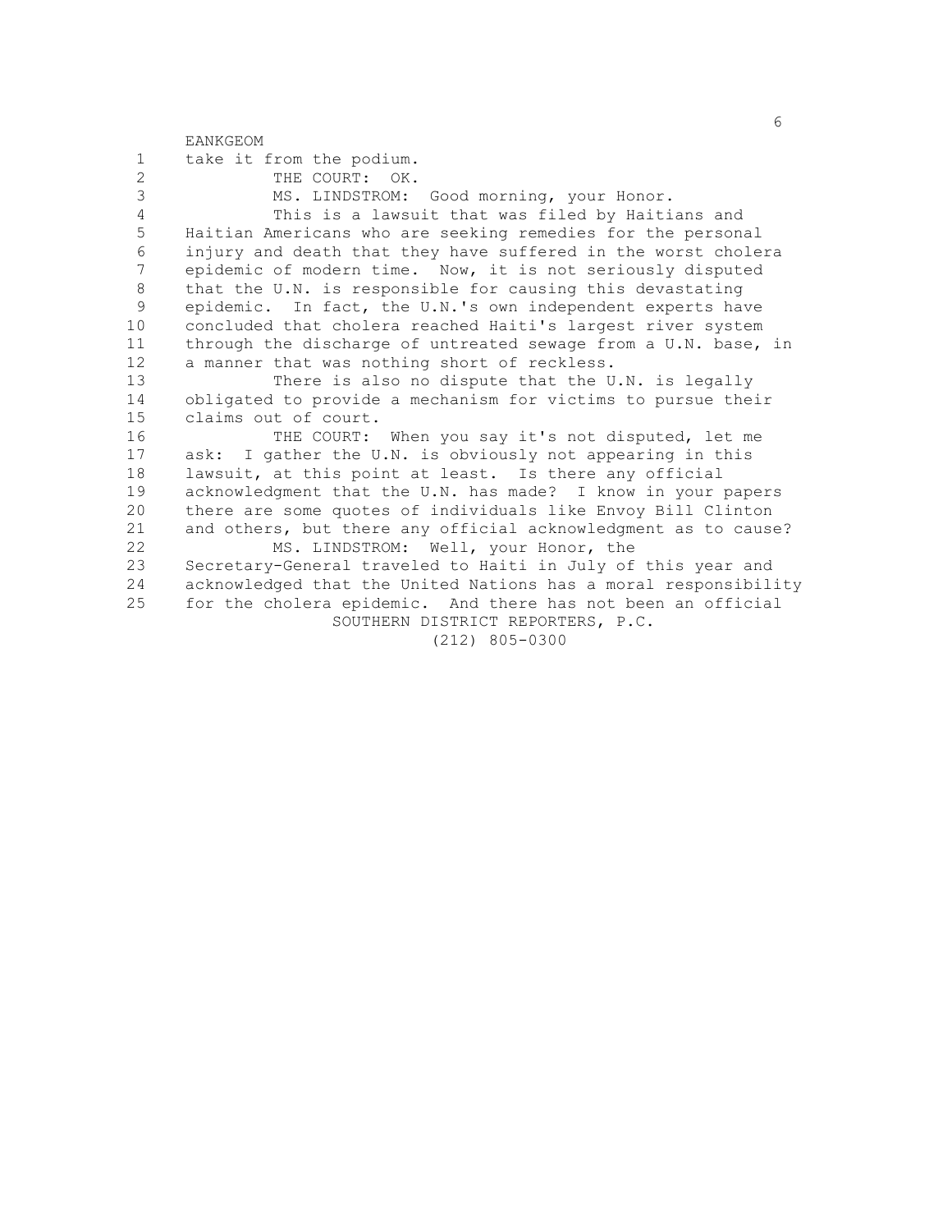take it from the podium.

THE COURT: OK.

MS. LINDSTROM: Good morning, your Honor.

This is a lawsuit that was filed by Haitians and Haitian Americans who are seeking remedies for the personal injury and death that they have suffered in the worst cholera epidemic of modern time. Now, it is not seriously disputed that the U.N. is responsible for causing this devastating epidemic. In fact, the U.N.'s own independent experts have concluded that cholera reached Haiti's largest river system through the discharge of untreated sewage from a U.N. base, in a manner that was nothing short of reckless.

There is also no dispute that the U.N. is legally obligated to provide a mechanism for victims to pursue their claims out of court.

THE COURT: When you say it's not disputed, let me ask: I gather the U.N. is obviously not appearing in this lawsuit, at this point at least. Is there any official acknowledgment that the U.N. has made? I know in your papers there are some quotes of individuals like Envoy Bill Clinton and others, but there any official acknowledgment as to cause?

MS. LINDSTROM: Well, your Honor, the Secretary-General traveled to Haiti in July of this year and acknowledged that the United Nations has a moral responsibility for the cholera epidemic. And there has not been an official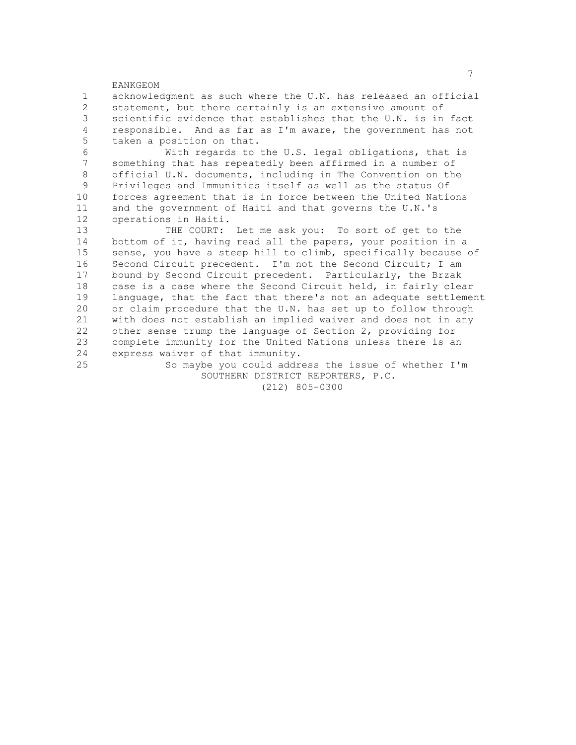acknowledgment as such where the U.N. has released an official statement, but there certainly is an extensive amount of scientific evidence that establishes that the U.N. is in fact responsible. And as far as I'm aware, the government has not taken a position on that.

With regards to the U.S. legal obligations, that is something that has repeatedly been affirmed in a number of official U.N. documents, including in The Convention on the Privileges and Immunities itself as well as the status Of forces agreement that is in force between the United Nations and the government of Haiti and that governs the U.N.'s operations in Haiti.

THE COURT: Let me ask you: To sort of get to the bottom of it, having read all the papers, your position in a sense, you have a steep hill to climb, specifically because of Second Circuit precedent. I'm not the Second Circuit; I am bound by Second Circuit precedent. Particularly, the Brzak case is a case where the Second Circuit held, in fairly clear language, that the fact that there's not an adequate settlement or claim procedure that the U.N. has set up to follow through with does not establish an implied waiver and does not in any other sense trump the language of Section 2, providing for complete immunity for the United Nations unless there is an express waiver of that immunity.

So maybe you could address the issue of whether I'm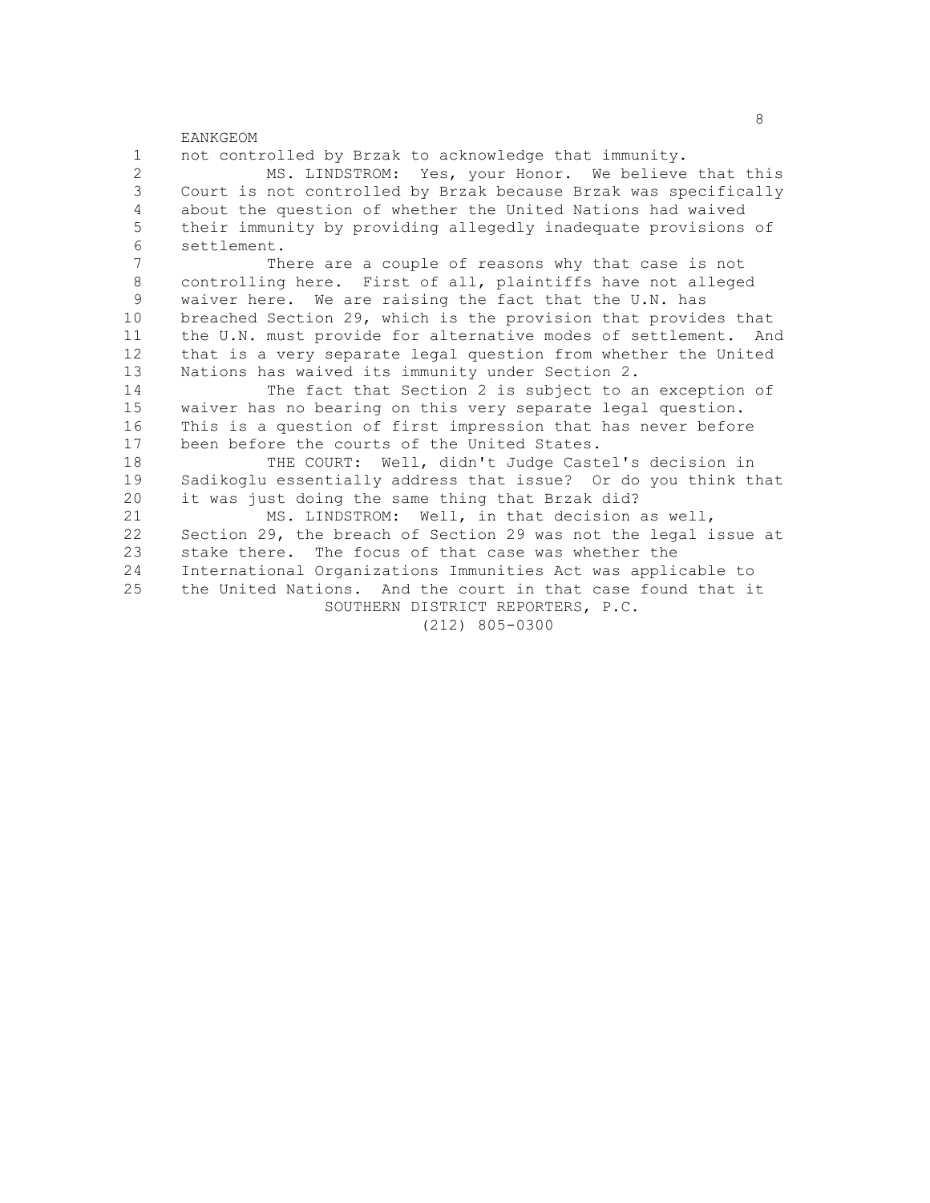not controlled by Brzak to acknowledge that immunity.

MS. LINDSTROM: Yes, your Honor. We believe that this Court is not controlled by Brzak because Brzak was specifically about the question of whether the United Nations had waived their immunity by providing allegedly inadequate provisions of settlement.

There are a couple of reasons why that case is not controlling here. First of all, plaintiffs have not alleged waiver here. We are raising the fact that the U.N. has breached Section 29, which is the provision that provides that the U.N. must provide for alternative modes of settlement. And that is a very separate legal question from whether the United Nations has waived its immunity under Section 2.

The fact that Section 2 is subject to an exception of waiver has no bearing on this very separate legal question. This is a question of first impression that has never before been before the courts of the United States.

THE COURT: Well, didn't Judge Castel's decision in Sadikoglu essentially address that issue? Or do you think that it was just doing the same thing that Brzak did?

MS. LINDSTROM: Well, in that decision as well, Section 29, the breach of Section 29 was not the legal issue at stake there. The focus of that case was whether the International Organizations Immunities Act was applicable to the United Nations. And the court in that case found that it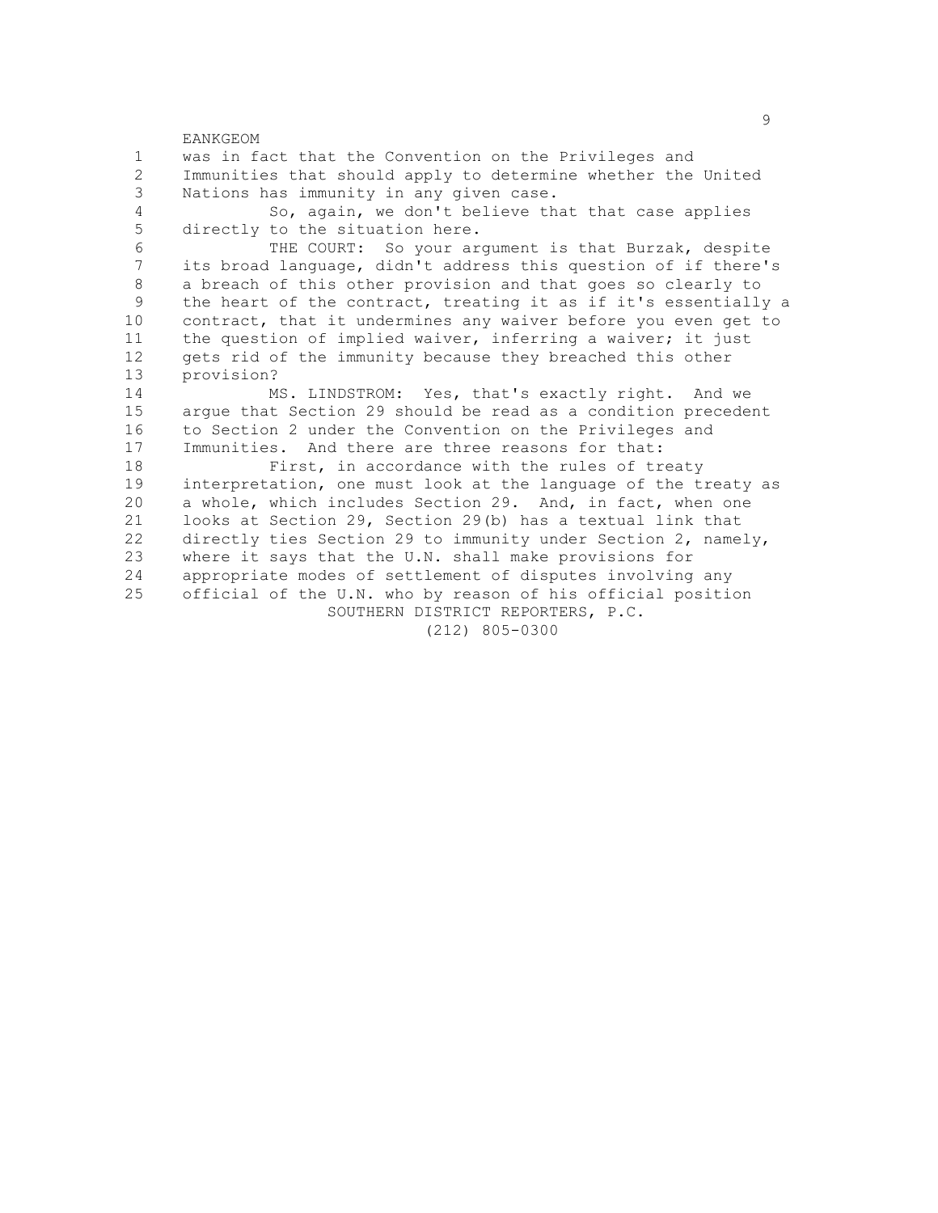1 was in fact that the Convention on the Privileges and
2 Immunities that should apply to determine whether the United
3 Nations has immunity in any given case.

4 So, again, we don't believe that that case applies
5 directly to the situation here.

6 THE COURT: So your argument is that Burzak, despite
7 its broad language, didn't address this question of if there's
8 a breach of this other provision and that goes so clearly to
9 the heart of the contract, treating it as if it's essentially a
10 contract, that it undermines any waiver before you even get to
11 the question of implied waiver, inferring a waiver; it just
12 gets rid of the immunity because they breached this other
13 provision?

14 MS. LINDSTROM: Yes, that's exactly right. And we
15 argue that Section 29 should be read as a condition precedent
16 to Section 2 under the Convention on the Privileges and
17 Immunities. And there are three reasons for that:

18 First, in accordance with the rules of treaty
19 interpretation, one must look at the language of the treaty as
20 a whole, which includes Section 29. And, in fact, when one
21 looks at Section 29, Section 29(b) has a textual link that
22 directly ties Section 29 to immunity under Section 2, namely,
23 where it says that the U.N. shall make provisions for
24 appropriate modes of settlement of disputes involving any
25 official of the U.N. who by reason of his official position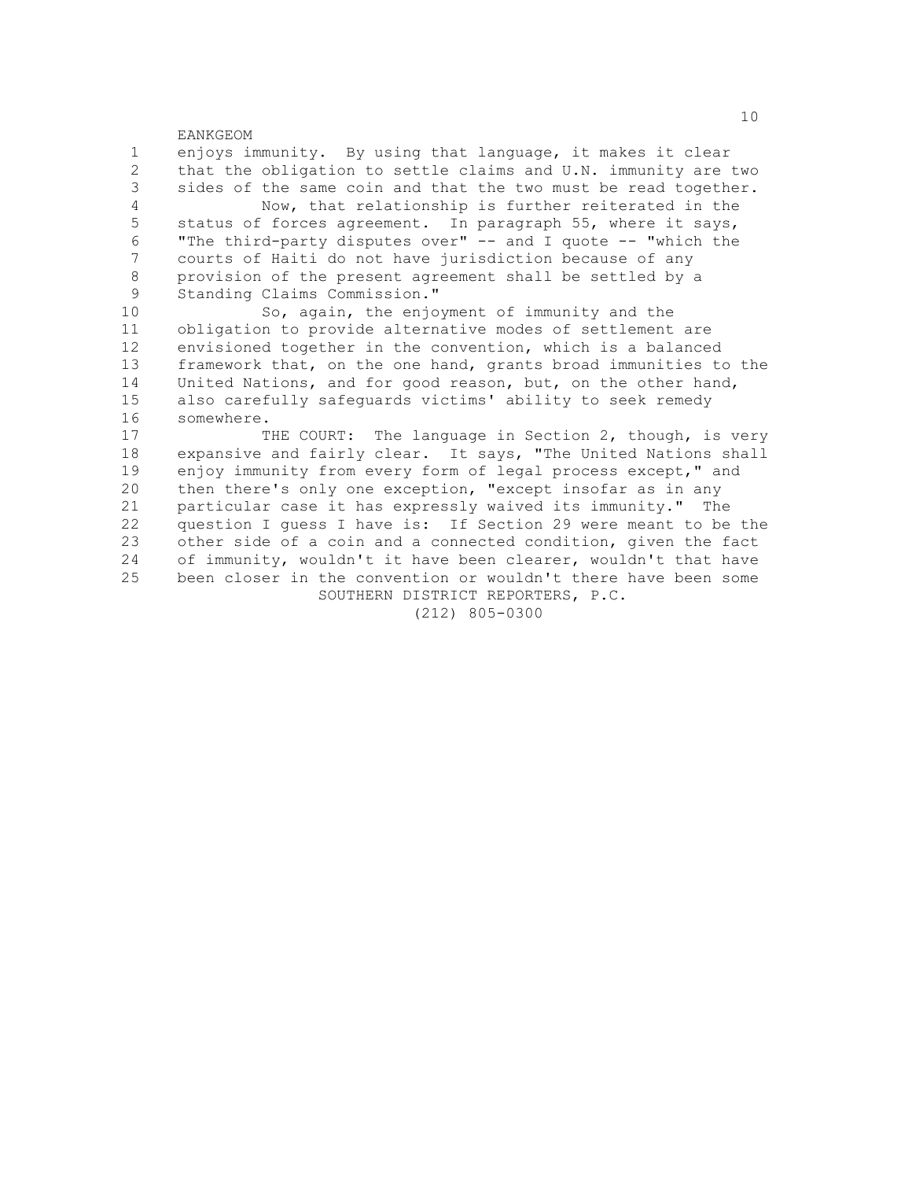enjoys immunity. By using that language, it makes it clear that the obligation to settle claims and U.N. immunity are two sides of the same coin and that the two must be read together.

Now, that relationship is further reiterated in the status of forces agreement. In paragraph 55, where it says, "The third-party disputes over" -- and I quote -- "which the courts of Haiti do not have jurisdiction because of any provision of the present agreement shall be settled by a Standing Claims Commission."

So, again, the enjoyment of immunity and the obligation to provide alternative modes of settlement are envisioned together in the convention, which is a balanced framework that, on the one hand, grants broad immunities to the United Nations, and for good reason, but, on the other hand, also carefully safeguards victims' ability to seek remedy somewhere.

THE COURT: The language in Section 2, though, is very expansive and fairly clear. It says, "The United Nations shall enjoy immunity from every form of legal process except," and then there's only one exception, "except insofar as in any particular case it has expressly waived its immunity." The question I guess I have is: If Section 29 were meant to be the other side of a coin and a connected condition, given the fact of immunity, wouldn't it have been clearer, wouldn't that have been closer in the convention or wouldn't there have been some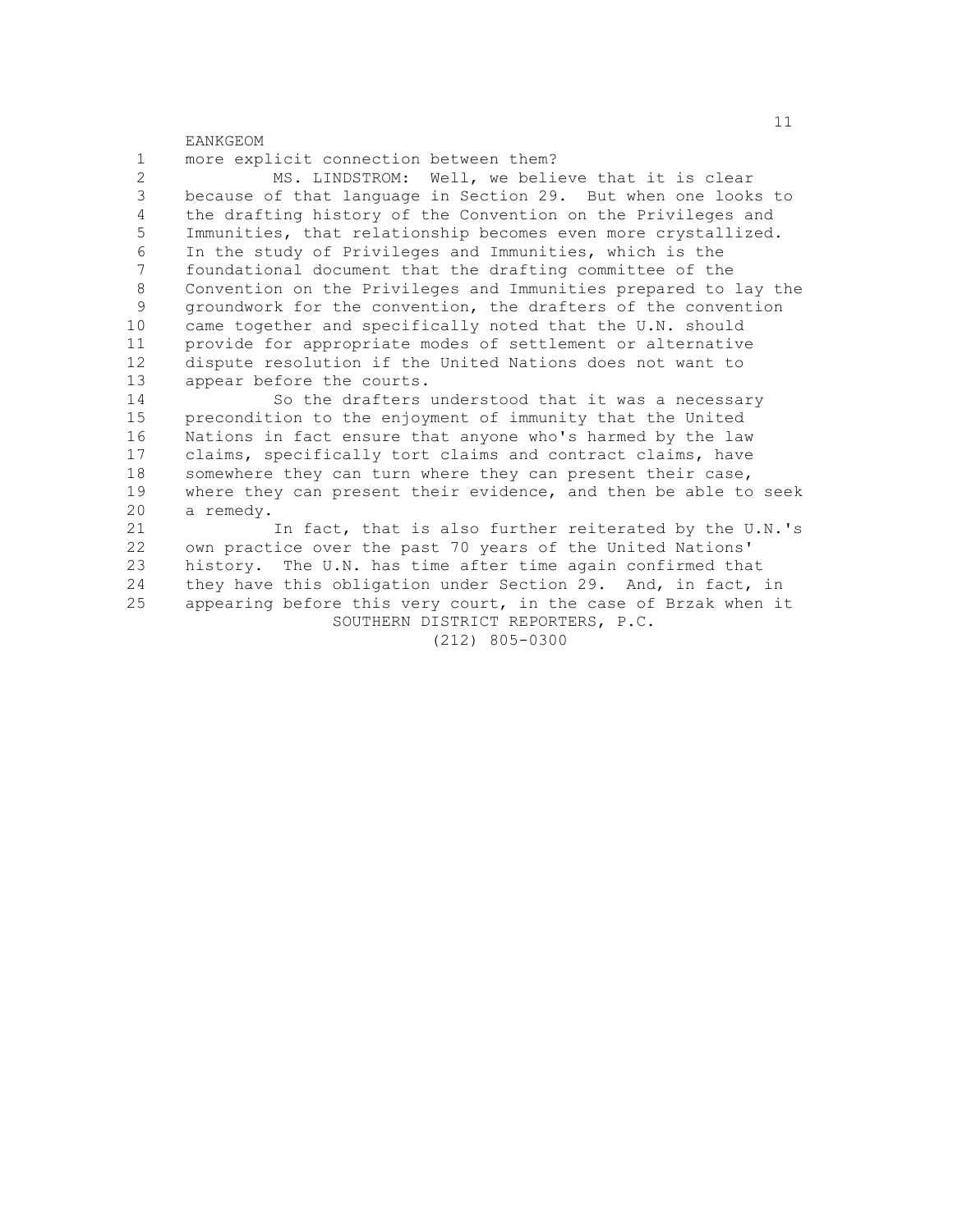more explicit connection between them?

MS. LINDSTROM: Well, we believe that it is clear because of that language in Section 29. But when one looks to the drafting history of the Convention on the Privileges and Immunities, that relationship becomes even more crystallized. In the study of Privileges and Immunities, which is the foundational document that the drafting committee of the Convention on the Privileges and Immunities prepared to lay the groundwork for the convention, the drafters of the convention came together and specifically noted that the U.N. should provide for appropriate modes of settlement or alternative dispute resolution if the United Nations does not want to appear before the courts.

So the drafters understood that it was a necessary precondition to the enjoyment of immunity that the United Nations in fact ensure that anyone who's harmed by the law claims, specifically tort claims and contract claims, have somewhere they can turn where they can present their case, where they can present their evidence, and then be able to seek a remedy.

In fact, that is also further reiterated by the U.N.'s own practice over the past 70 years of the United Nations' history. The U.N. has time after time again confirmed that they have this obligation under Section 29. And, in fact, in appearing before this very court, in the case of Brzak when it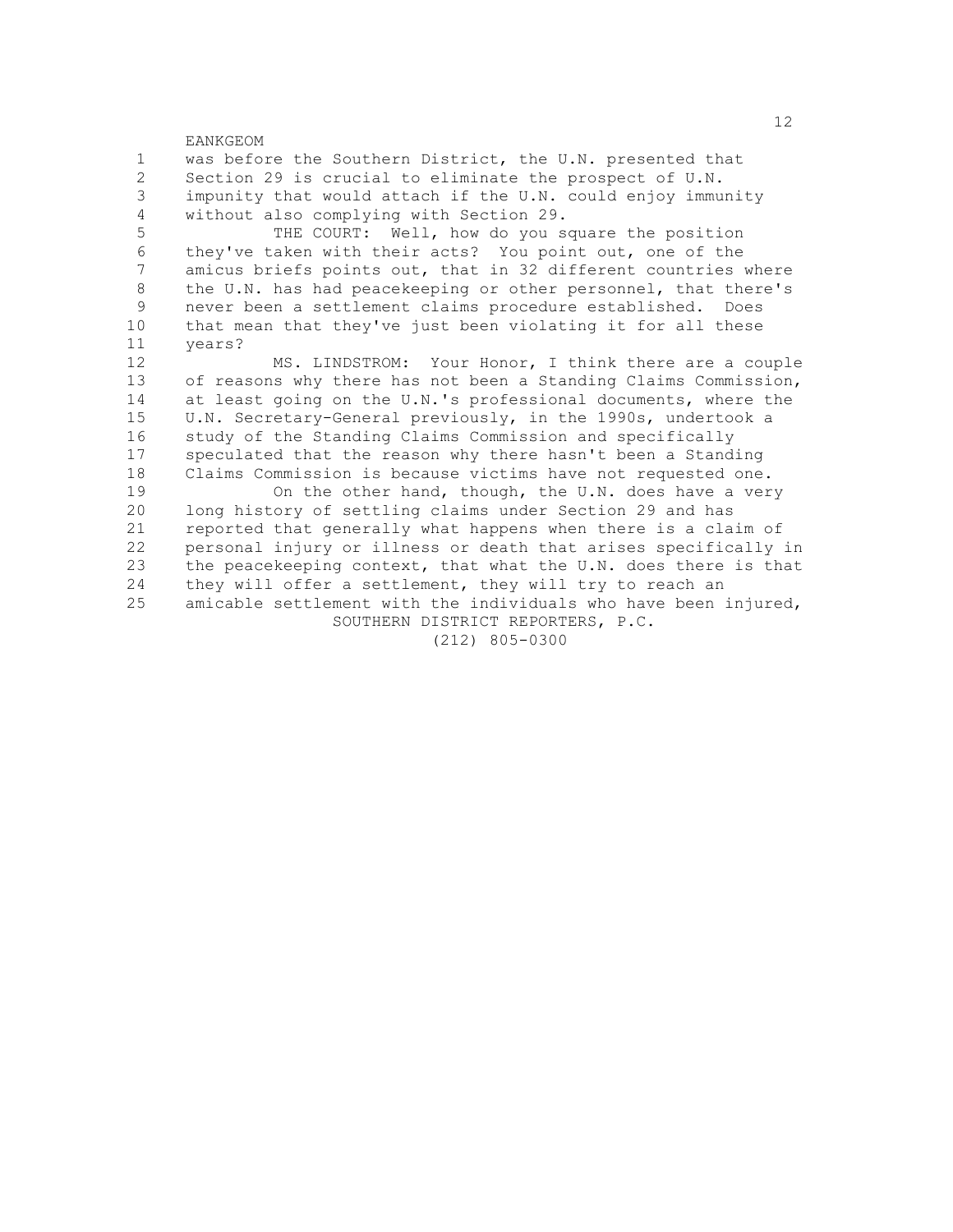was before the Southern District, the U.N. presented that Section 29 is crucial to eliminate the prospect of U.N. impunity that would attach if the U.N. could enjoy immunity without also complying with Section 29.

THE COURT: Well, how do you square the position they've taken with their acts? You point out, one of the amicus briefs points out, that in 32 different countries where the U.N. has had peacekeeping or other personnel, that there's never been a settlement claims procedure established. Does that mean that they've just been violating it for all these years?

MS. LINDSTROM: Your Honor, I think there are a couple of reasons why there has not been a Standing Claims Commission, at least going on the U.N.'s professional documents, where the U.N. Secretary-General previously, in the 1990s, undertook a study of the Standing Claims Commission and specifically speculated that the reason why there hasn't been a Standing Claims Commission is because victims have not requested one.

On the other hand, though, the U.N. does have a very long history of settling claims under Section 29 and has reported that generally what happens when there is a claim of personal injury or illness or death that arises specifically in the peacekeeping context, that what the U.N. does there is that they will offer a settlement, they will try to reach an amicable settlement with the individuals who have been injured,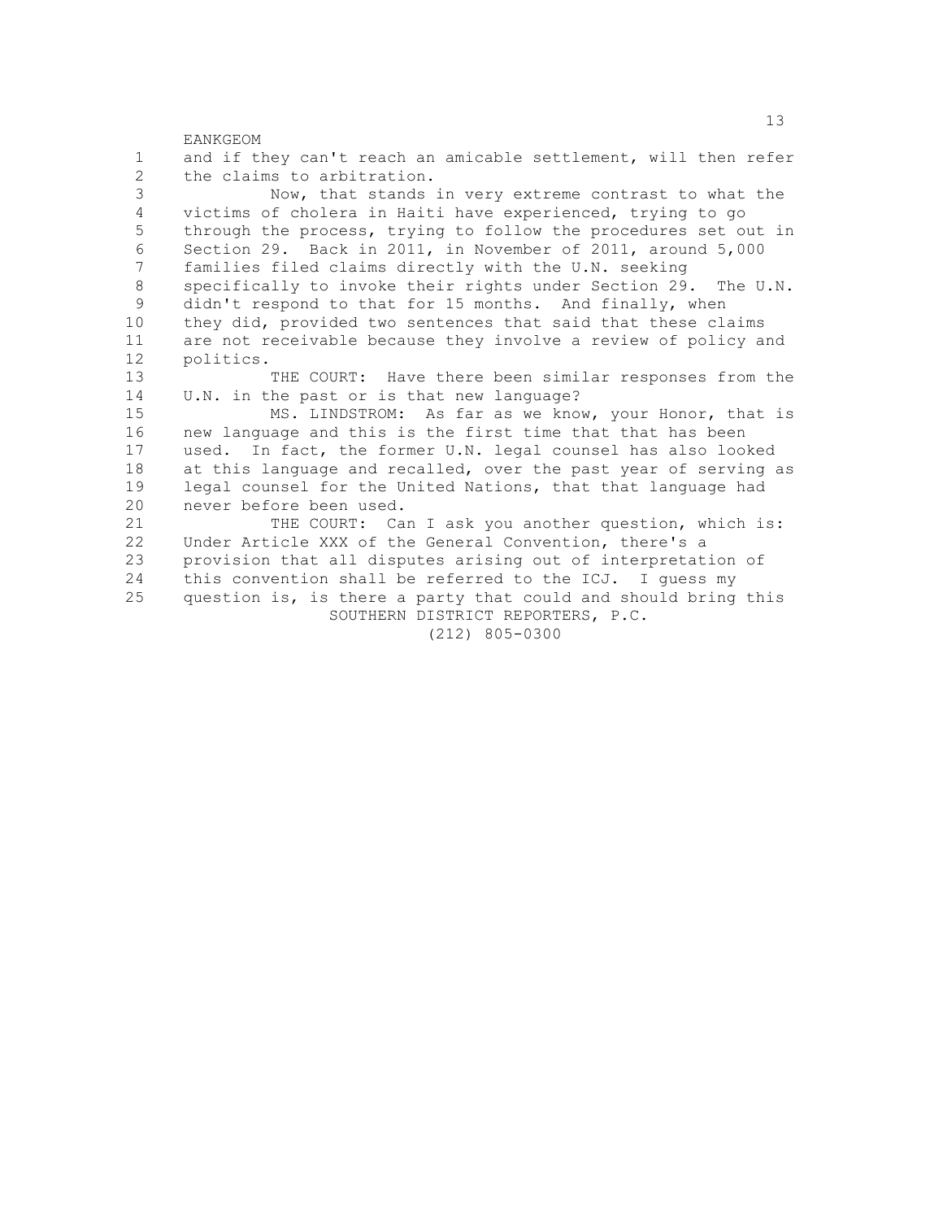and if they can't reach an amicable settlement, will then refer the claims to arbitration.

Now, that stands in very extreme contrast to what the victims of cholera in Haiti have experienced, trying to go through the process, trying to follow the procedures set out in Section 29. Back in 2011, in November of 2011, around 5,000 families filed claims directly with the U.N. seeking specifically to invoke their rights under Section 29. The U.N. didn't respond to that for 15 months. And finally, when they did, provided two sentences that said that these claims are not receivable because they involve a review of policy and politics.

THE COURT: Have there been similar responses from the U.N. in the past or is that new language?

MS. LINDSTROM: As far as we know, your Honor, that is new language and this is the first time that that has been used. In fact, the former U.N. legal counsel has also looked at this language and recalled, over the past year of serving as legal counsel for the United Nations, that that language had never before been used.

THE COURT: Can I ask you another question, which is: Under Article XXX of the General Convention, there's a provision that all disputes arising out of interpretation of this convention shall be referred to the ICJ. I guess my question is, is there a party that could and should bring this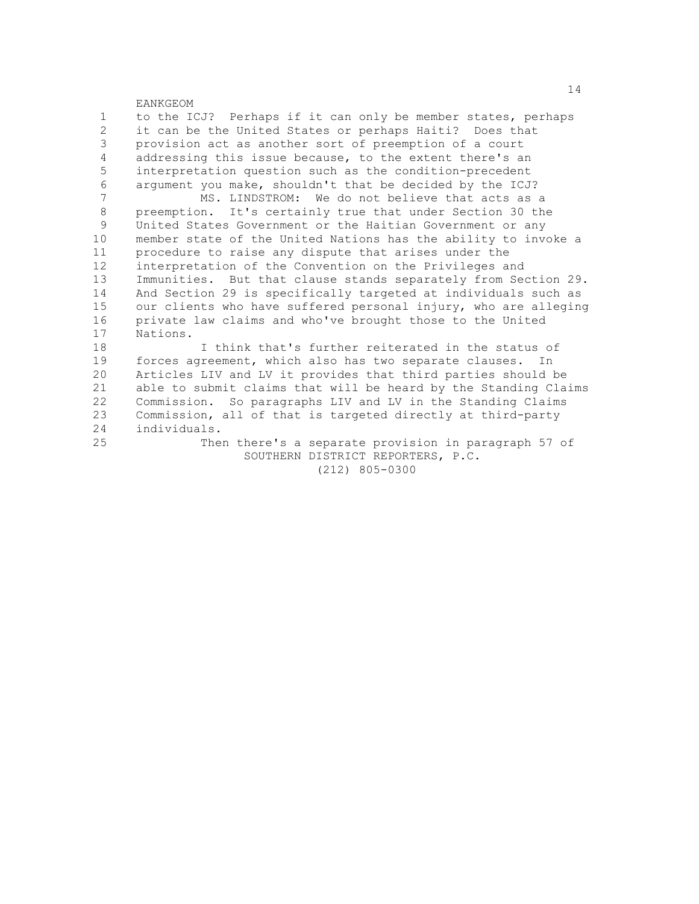to the ICJ? Perhaps if it can only be member states, perhaps it can be the United States or perhaps Haiti? Does that provision act as another sort of preemption of a court addressing this issue because, to the extent there's an interpretation question such as the condition-precedent argument you make, shouldn't that be decided by the ICJ?

MS. LINDSTROM: We do not believe that acts as a preemption. It's certainly true that under Section 30 the United States Government or the Haitian Government or any member state of the United Nations has the ability to invoke a procedure to raise any dispute that arises under the interpretation of the Convention on the Privileges and Immunities. But that clause stands separately from Section 29. And Section 29 is specifically targeted at individuals such as our clients who have suffered personal injury, who are alleging private law claims and who've brought those to the United Nations.

I think that's further reiterated in the status of forces agreement, which also has two separate clauses. In Articles LIV and LV it provides that third parties should be able to submit claims that will be heard by the Standing Claims Commission. So paragraphs LIV and LV in the Standing Claims Commission, all of that is targeted directly at third-party individuals.

Then there's a separate provision in paragraph 57 of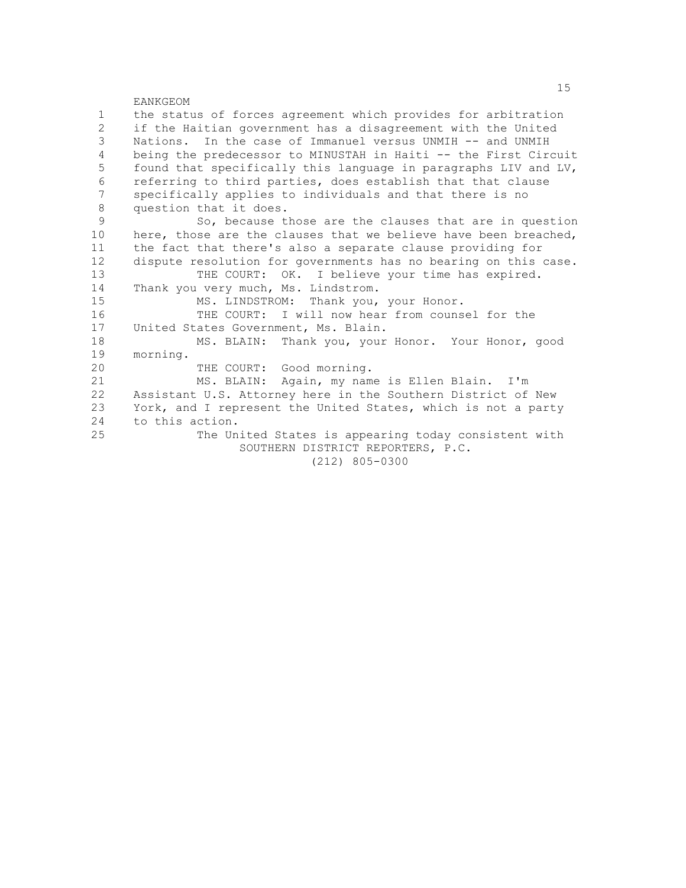the status of forces agreement which provides for arbitration if the Haitian government has a disagreement with the United Nations. In the case of Immanuel versus UNMIH -- and UNMIH being the predecessor to MINUSTAH in Haiti -- the First Circuit found that specifically this language in paragraphs LIV and LV, referring to third parties, does establish that that clause specifically applies to individuals and that there is no question that it does.

So, because those are the clauses that are in question here, those are the clauses that we believe have been breached, the fact that there's also a separate clause providing for dispute resolution for governments has no bearing on this case.

THE COURT: OK. I believe your time has expired. Thank you very much, Ms. Lindstrom.

MS. LINDSTROM: Thank you, your Honor.

THE COURT: I will now hear from counsel for the United States Government, Ms. Blain.

MS. BLAIN: Thank you, your Honor. Your Honor, good morning.

THE COURT: Good morning.

MS. BLAIN: Again, my name is Ellen Blain. I'm Assistant U.S. Attorney here in the Southern District of New York, and I represent the United States, which is not a party to this action.

The United States is appearing today consistent with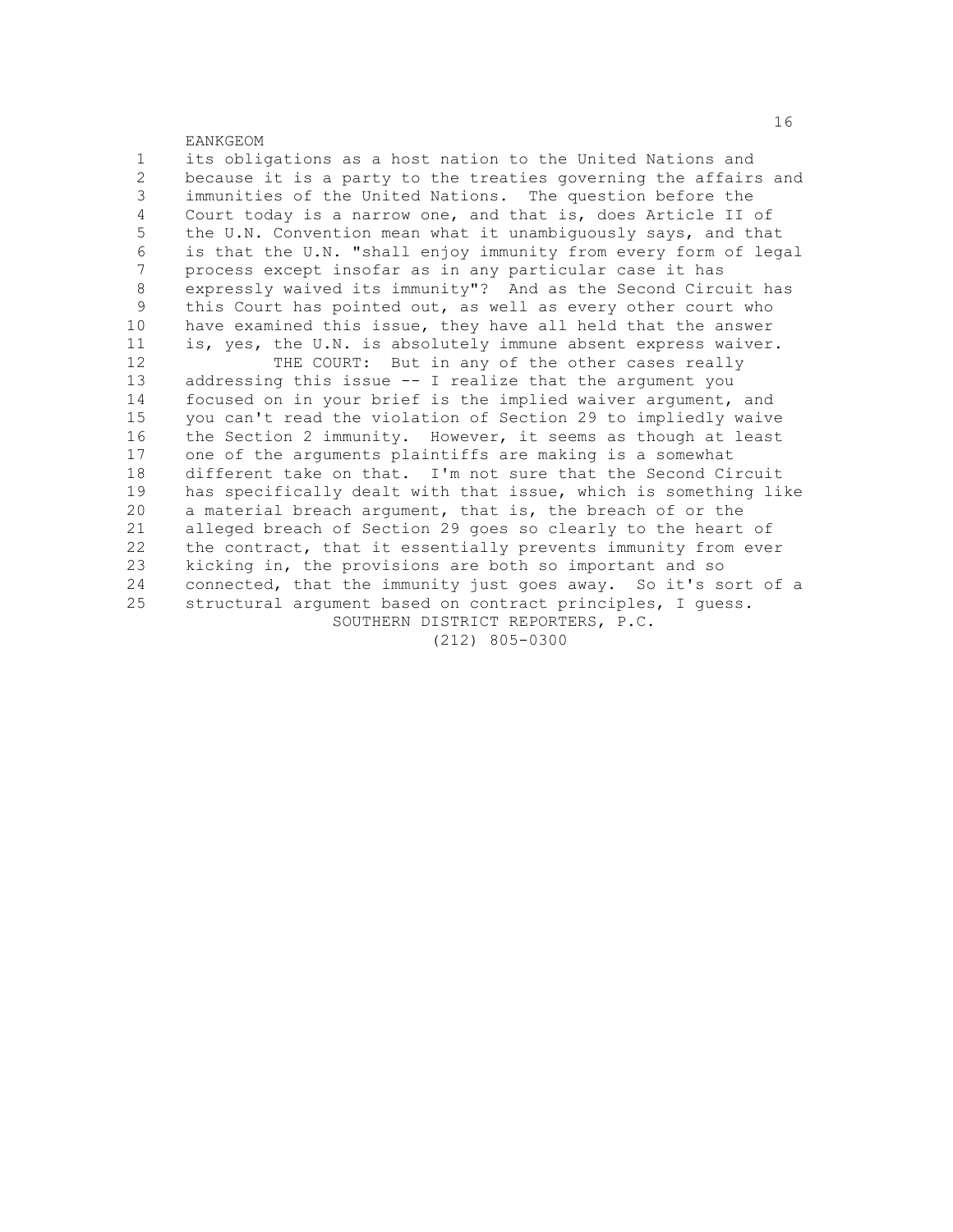its obligations as a host nation to the United Nations and because it is a party to the treaties governing the affairs and immunities of the United Nations. The question before the Court today is a narrow one, and that is, does Article II of the U.N. Convention mean what it unambiguously says, and that is that the U.N. "shall enjoy immunity from every form of legal process except insofar as in any particular case it has expressly waived its immunity"? And as the Second Circuit has this Court has pointed out, as well as every other court who have examined this issue, they have all held that the answer is, yes, the U.N. is absolutely immune absent express waiver.

THE COURT: But in any of the other cases really addressing this issue -- I realize that the argument you focused on in your brief is the implied waiver argument, and you can't read the violation of Section 29 to impliedly waive the Section 2 immunity. However, it seems as though at least one of the arguments plaintiffs are making is a somewhat different take on that. I'm not sure that the Second Circuit has specifically dealt with that issue, which is something like a material breach argument, that is, the breach of or the alleged breach of Section 29 goes so clearly to the heart of the contract, that it essentially prevents immunity from ever kicking in, the provisions are both so important and so connected, that the immunity just goes away. So it's sort of a structural argument based on contract principles, I guess.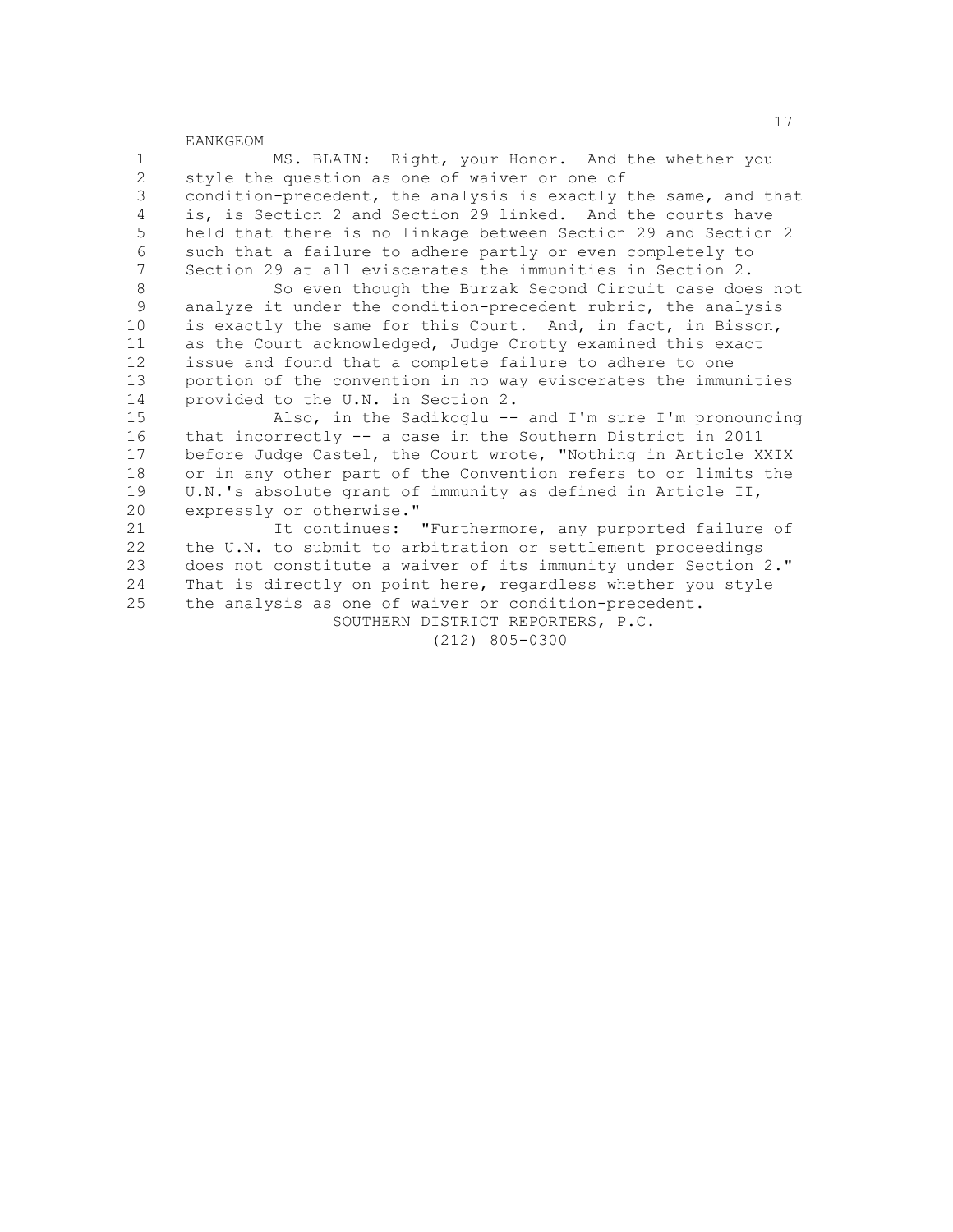MS. BLAIN: Right, your Honor. And the whether you style the question as one of waiver or one of condition-precedent, the analysis is exactly the same, and that is, is Section 2 and Section 29 linked. And the courts have held that there is no linkage between Section 29 and Section 2 such that a failure to adhere partly or even completely to Section 29 at all eviscerates the immunities in Section 2.

So even though the Burzak Second Circuit case does not analyze it under the condition-precedent rubric, the analysis is exactly the same for this Court. And, in fact, in Bisson, as the Court acknowledged, Judge Crotty examined this exact issue and found that a complete failure to adhere to one portion of the convention in no way eviscerates the immunities provided to the U.N. in Section 2.

Also, in the Sadikoglu -- and I'm sure I'm pronouncing that incorrectly -- a case in the Southern District in 2011 before Judge Castel, the Court wrote, "Nothing in Article XXIX or in any other part of the Convention refers to or limits the U.N.'s absolute grant of immunity as defined in Article II, expressly or otherwise."

It continues: "Furthermore, any purported failure of the U.N. to submit to arbitration or settlement proceedings does not constitute a waiver of its immunity under Section 2." That is directly on point here, regardless whether you style the analysis as one of waiver or condition-precedent.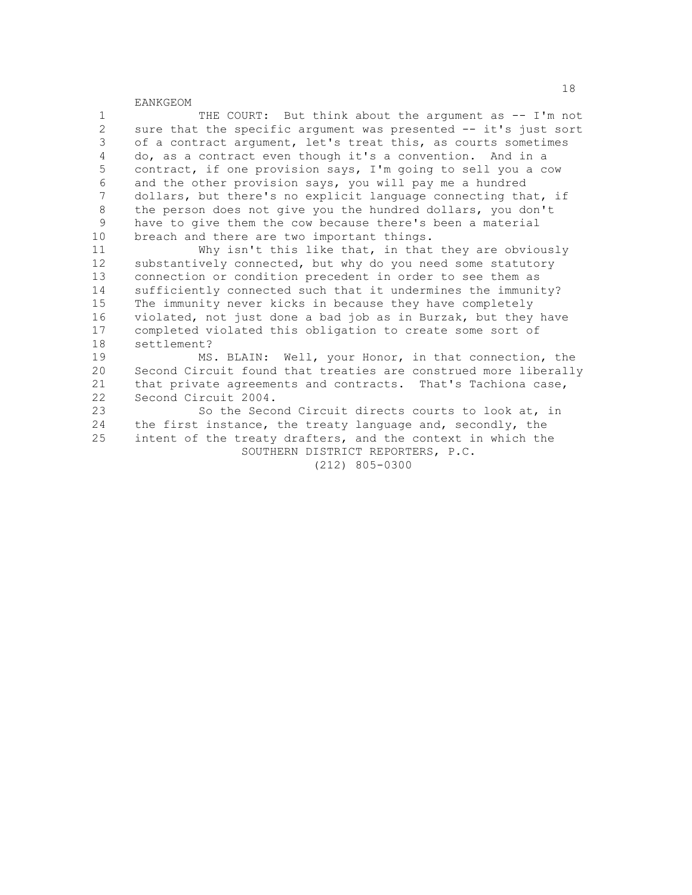THE COURT: But think about the argument as -- I'm not sure that the specific argument was presented -- it's just sort of a contract argument, let's treat this, as courts sometimes do, as a contract even though it's a convention. And in a contract, if one provision says, I'm going to sell you a cow and the other provision says, you will pay me a hundred dollars, but there's no explicit language connecting that, if the person does not give you the hundred dollars, you don't have to give them the cow because there's been a material breach and there are two important things.

Why isn't this like that, in that they are obviously substantively connected, but why do you need some statutory connection or condition precedent in order to see them as sufficiently connected such that it undermines the immunity? The immunity never kicks in because they have completely violated, not just done a bad job as in Burzak, but they have completed violated this obligation to create some sort of settlement?

MS. BLAIN: Well, your Honor, in that connection, the Second Circuit found that treaties are construed more liberally that private agreements and contracts. That's Tachiona case, Second Circuit 2004.

So the Second Circuit directs courts to look at, in the first instance, the treaty language and, secondly, the intent of the treaty drafters, and the context in which the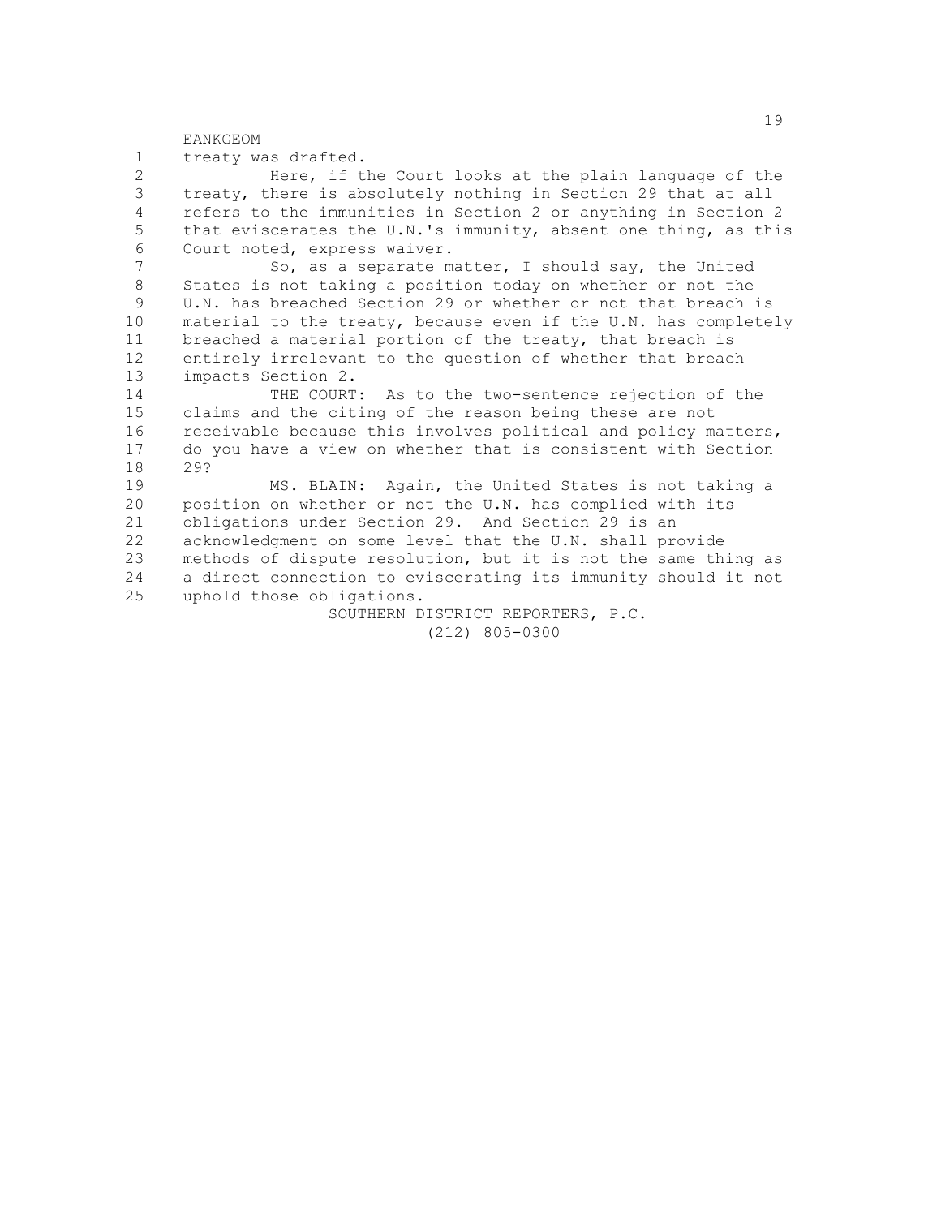treaty was drafted.

Here, if the Court looks at the plain language of the treaty, there is absolutely nothing in Section 29 that at all refers to the immunities in Section 2 or anything in Section 2 that eviscerates the U.N.'s immunity, absent one thing, as this Court noted, express waiver.

So, as a separate matter, I should say, the United States is not taking a position today on whether or not the U.N. has breached Section 29 or whether or not that breach is material to the treaty, because even if the U.N. has completely breached a material portion of the treaty, that breach is entirely irrelevant to the question of whether that breach impacts Section 2.

THE COURT: As to the two-sentence rejection of the claims and the citing of the reason being these are not receivable because this involves political and policy matters, do you have a view on whether that is consistent with Section 29?

MS. BLAIN: Again, the United States is not taking a position on whether or not the U.N. has complied with its obligations under Section 29. And Section 29 is an acknowledgment on some level that the U.N. shall provide methods of dispute resolution, but it is not the same thing as a direct connection to eviscerating its immunity should it not uphold those obligations.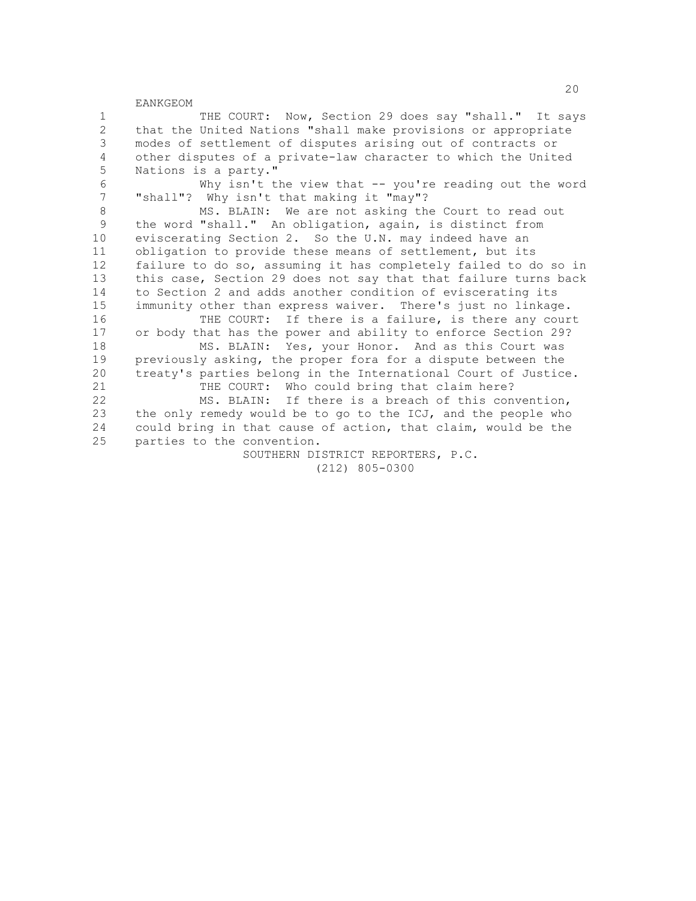THE COURT: Now, Section 29 does say "shall." It says that the United Nations "shall make provisions or appropriate modes of settlement of disputes arising out of contracts or other disputes of a private-law character to which the United Nations is a party."

Why isn't the view that -- you're reading out the word "shall"? Why isn't that making it "may"?

MS. BLAIN: We are not asking the Court to read out the word "shall." An obligation, again, is distinct from eviscerating Section 2. So the U.N. may indeed have an obligation to provide these means of settlement, but its failure to do so, assuming it has completely failed to do so in this case, Section 29 does not say that that failure turns back to Section 2 and adds another condition of eviscerating its immunity other than express waiver. There's just no linkage.

THE COURT: If there is a failure, is there any court or body that has the power and ability to enforce Section 29?

MS. BLAIN: Yes, your Honor. And as this Court was previously asking, the proper fora for a dispute between the treaty's parties belong in the International Court of Justice.

THE COURT: Who could bring that claim here?

MS. BLAIN: If there is a breach of this convention, the only remedy would be to go to the ICJ, and the people who could bring in that cause of action, that claim, would be the parties to the convention.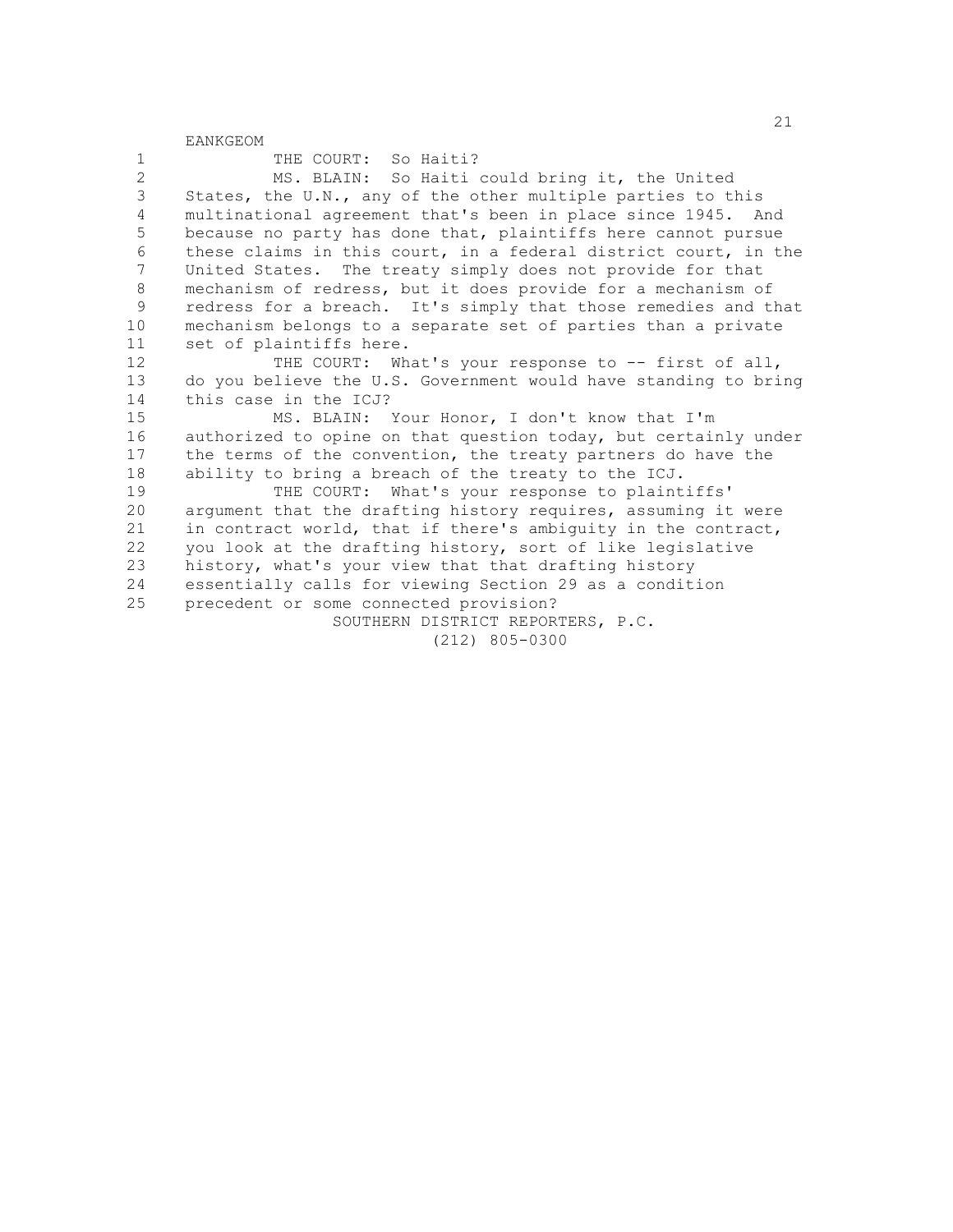THE COURT: So Haiti?

MS. BLAIN: So Haiti could bring it, the United States, the U.N., any of the other multiple parties to this multinational agreement that's been in place since 1945. And because no party has done that, plaintiffs here cannot pursue these claims in this court, in a federal district court, in the United States. The treaty simply does not provide for that mechanism of redress, but it does provide for a mechanism of redress for a breach. It's simply that those remedies and that mechanism belongs to a separate set of parties than a private set of plaintiffs here.

THE COURT: What's your response to -- first of all, do you believe the U.S. Government would have standing to bring this case in the ICJ?

MS. BLAIN: Your Honor, I don't know that I'm authorized to opine on that question today, but certainly under the terms of the convention, the treaty partners do have the ability to bring a breach of the treaty to the ICJ.

THE COURT: What's your response to plaintiffs' argument that the drafting history requires, assuming it were in contract world, that if there's ambiguity in the contract, you look at the drafting history, sort of like legislative history, what's your view that that drafting history essentially calls for viewing Section 29 as a condition precedent or some connected provision?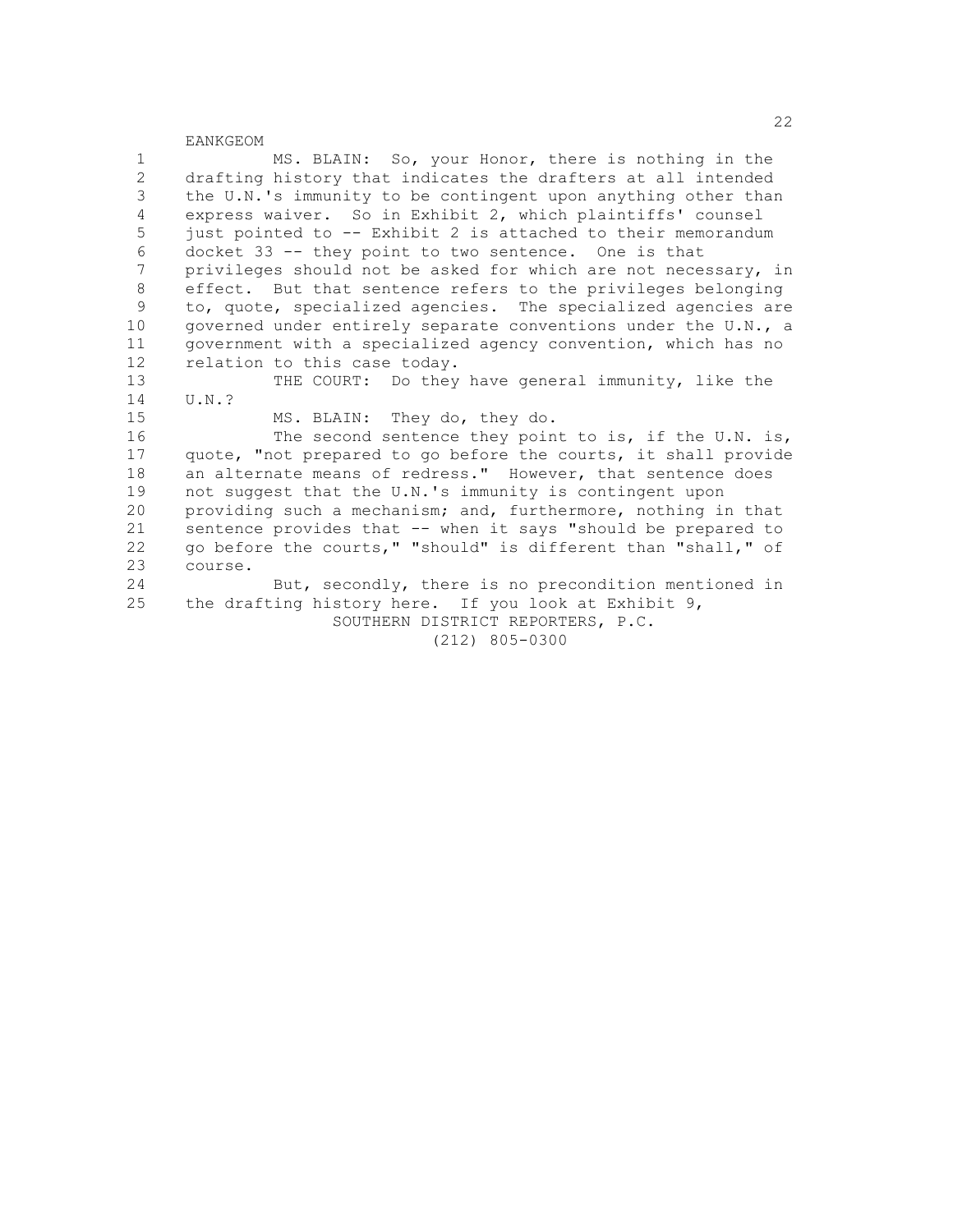MS. BLAIN: So, your Honor, there is nothing in the drafting history that indicates the drafters at all intended the U.N.'s immunity to be contingent upon anything other than express waiver. So in Exhibit 2, which plaintiffs' counsel just pointed to -- Exhibit 2 is attached to their memorandum docket 33 -- they point to two sentence. One is that privileges should not be asked for which are not necessary, in effect. But that sentence refers to the privileges belonging to, quote, specialized agencies. The specialized agencies are governed under entirely separate conventions under the U.N., a government with a specialized agency convention, which has no relation to this case today.

THE COURT: Do they have general immunity, like the U.N.?

MS. BLAIN: They do, they do.

The second sentence they point to is, if the U.N. is, quote, "not prepared to go before the courts, it shall provide an alternate means of redress." However, that sentence does not suggest that the U.N.'s immunity is contingent upon providing such a mechanism; and, furthermore, nothing in that sentence provides that -- when it says "should be prepared to go before the courts," "should" is different than "shall," of course.

But, secondly, there is no precondition mentioned in the drafting history here. If you look at Exhibit 9,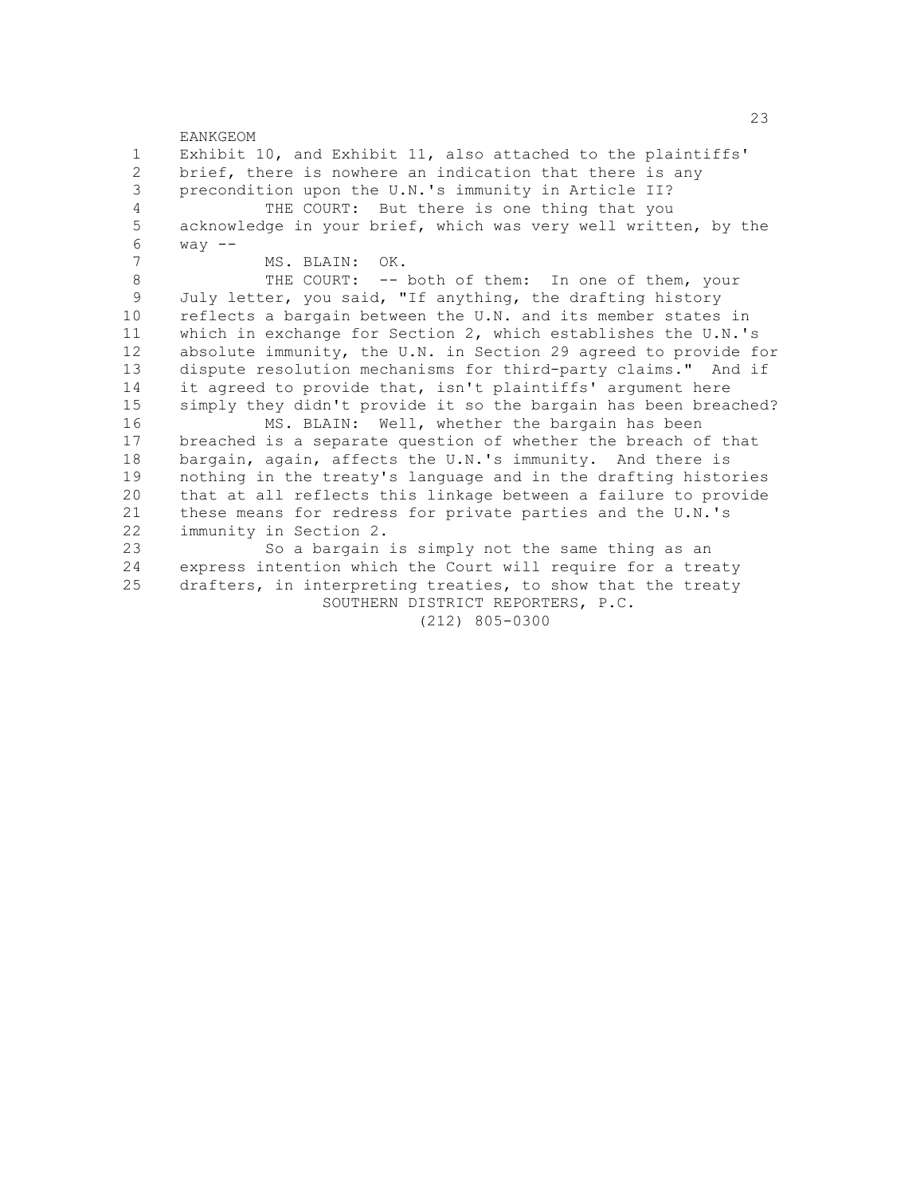Exhibit 10, and Exhibit 11, also attached to the plaintiffs' brief, there is nowhere an indication that there is any precondition upon the U.N.'s immunity in Article II?

THE COURT: But there is one thing that you acknowledge in your brief, which was very well written, by the way --

MS. BLAIN: OK.

THE COURT: -- both of them: In one of them, your July letter, you said, "If anything, the drafting history reflects a bargain between the U.N. and its member states in which in exchange for Section 2, which establishes the U.N.'s absolute immunity, the U.N. in Section 29 agreed to provide for dispute resolution mechanisms for third-party claims." And if it agreed to provide that, isn't plaintiffs' argument here simply they didn't provide it so the bargain has been breached?

MS. BLAIN: Well, whether the bargain has been breached is a separate question of whether the breach of that bargain, again, affects the U.N.'s immunity. And there is nothing in the treaty's language and in the drafting histories that at all reflects this linkage between a failure to provide these means for redress for private parties and the U.N.'s immunity in Section 2.

So a bargain is simply not the same thing as an express intention which the Court will require for a treaty drafters, in interpreting treaties, to show that the treaty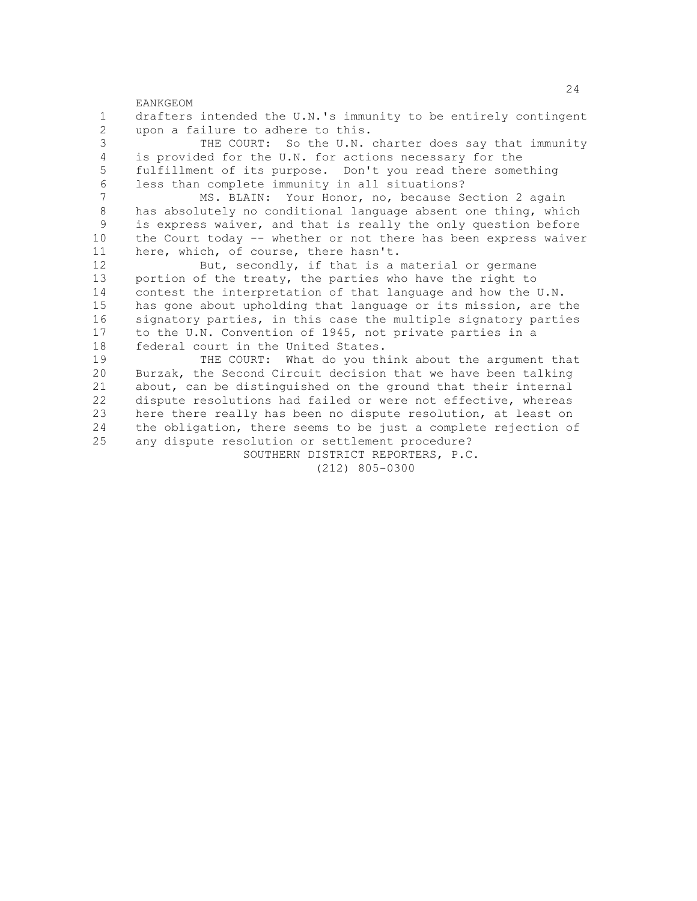drafters intended the U.N.'s immunity to be entirely contingent upon a failure to adhere to this.

THE COURT: So the U.N. charter does say that immunity is provided for the U.N. for actions necessary for the fulfillment of its purpose. Don't you read there something less than complete immunity in all situations?

MS. BLAIN: Your Honor, no, because Section 2 again has absolutely no conditional language absent one thing, which is express waiver, and that is really the only question before the Court today -- whether or not there has been express waiver here, which, of course, there hasn't.

But, secondly, if that is a material or germane portion of the treaty, the parties who have the right to contest the interpretation of that language and how the U.N. has gone about upholding that language or its mission, are the signatory parties, in this case the multiple signatory parties to the U.N. Convention of 1945, not private parties in a federal court in the United States.

THE COURT: What do you think about the argument that Burzak, the Second Circuit decision that we have been talking about, can be distinguished on the ground that their internal dispute resolutions had failed or were not effective, whereas here there really has been no dispute resolution, at least on the obligation, there seems to be just a complete rejection of any dispute resolution or settlement procedure?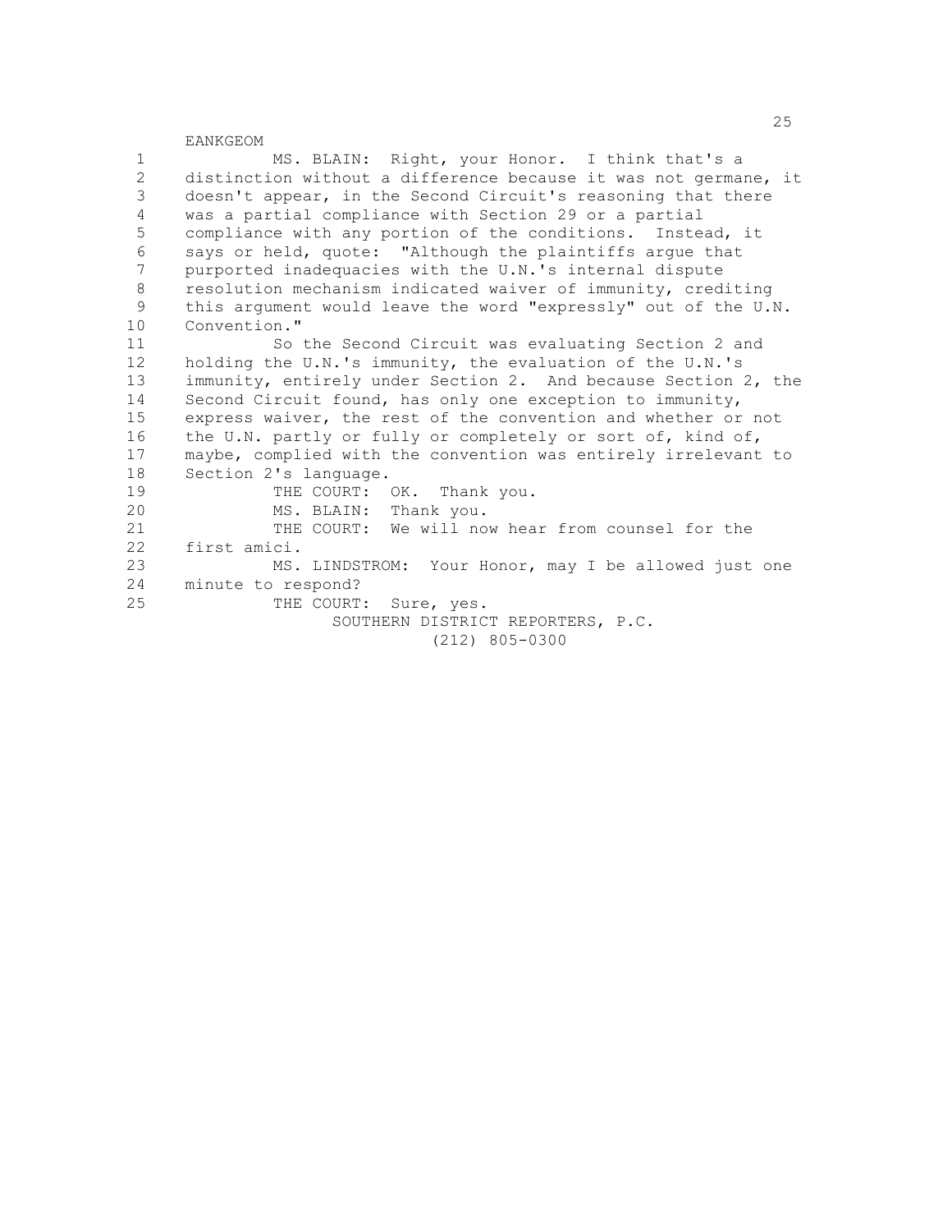MS. BLAIN: Right, your Honor. I think that's a distinction without a difference because it was not germane, it doesn't appear, in the Second Circuit's reasoning that there was a partial compliance with Section 29 or a partial compliance with any portion of the conditions. Instead, it says or held, quote: "Although the plaintiffs argue that purported inadequacies with the U.N.'s internal dispute resolution mechanism indicated waiver of immunity, crediting this argument would leave the word "expressly" out of the U.N. Convention."

So the Second Circuit was evaluating Section 2 and holding the U.N.'s immunity, the evaluation of the U.N.'s immunity, entirely under Section 2. And because Section 2, the Second Circuit found, has only one exception to immunity, express waiver, the rest of the convention and whether or not the U.N. partly or fully or completely or sort of, kind of, maybe, complied with the convention was entirely irrelevant to Section 2's language.

THE COURT: OK. Thank you.

MS. BLAIN: Thank you.

THE COURT: We will now hear from counsel for the first amici.

MS. LINDSTROM: Your Honor, may I be allowed just one minute to respond?

THE COURT: Sure, yes.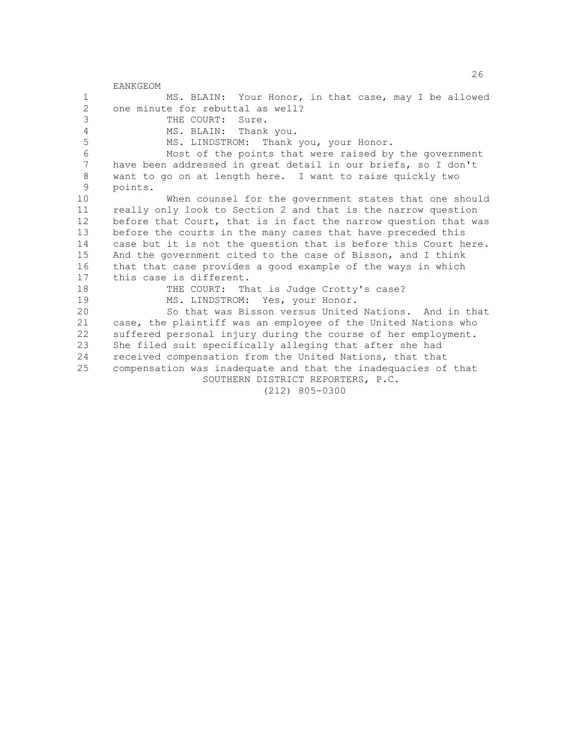MS. BLAIN: Your Honor, in that case, may I be allowed one minute for rebuttal as well?

THE COURT: Sure.

MS. BLAIN: Thank you.

MS. LINDSTROM: Thank you, your Honor.

Most of the points that were raised by the government have been addressed in great detail in our briefs, so I don't want to go on at length here. I want to raise quickly two points.

When counsel for the government states that one should really only look to Section 2 and that is the narrow question before that Court, that is in fact the narrow question that was before the courts in the many cases that have preceded this case but it is not the question that is before this Court here. And the government cited to the case of Bisson, and I think that that case provides a good example of the ways in which this case is different.

THE COURT: That is Judge Crotty's case?

MS. LINDSTROM: Yes, your Honor.

So that was Bisson versus United Nations. And in that case, the plaintiff was an employee of the United Nations who suffered personal injury during the course of her employment. She filed suit specifically alleging that after she had received compensation from the United Nations, that that compensation was inadequate and that the inadequacies of that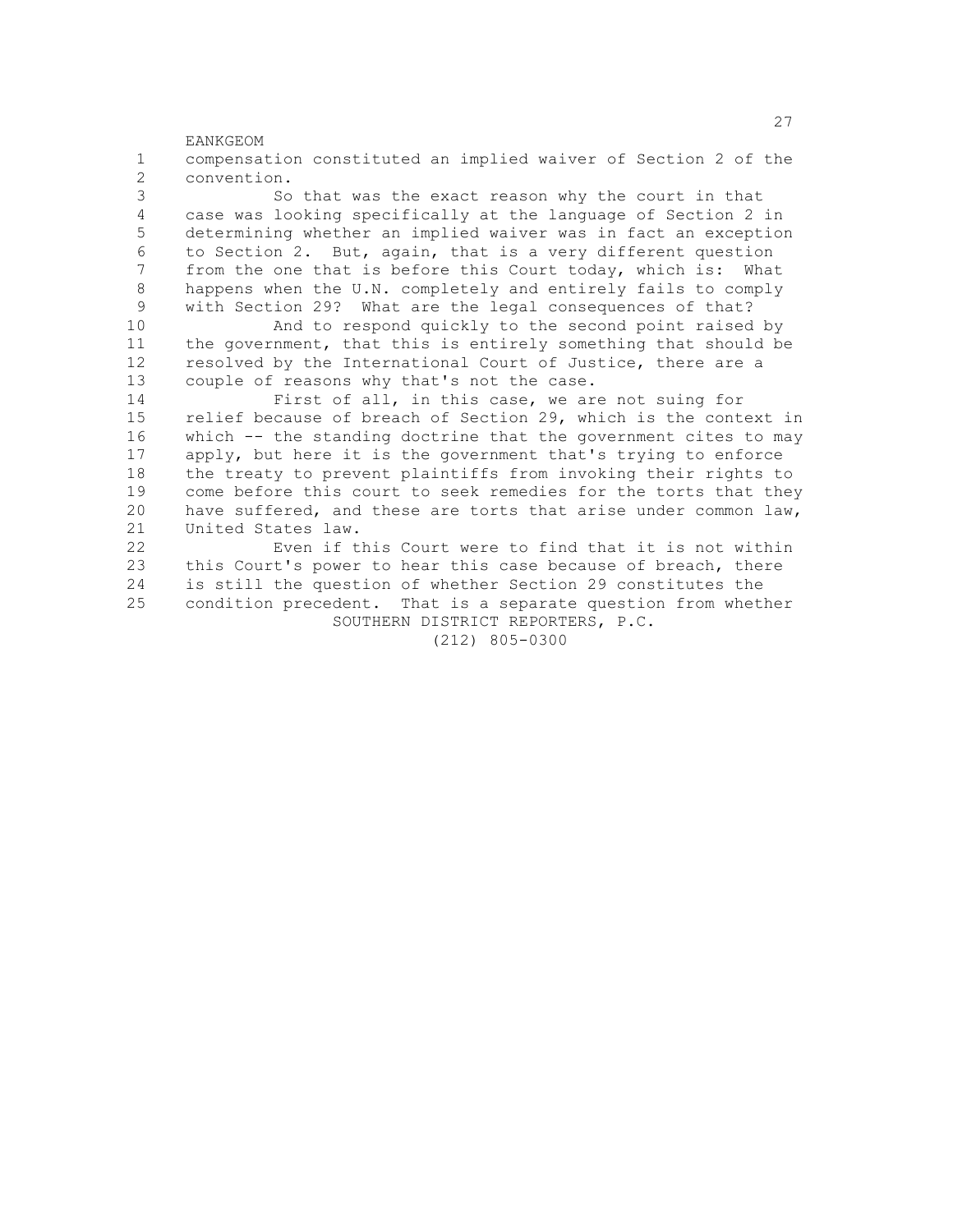compensation constituted an implied waiver of Section 2 of the convention.

So that was the exact reason why the court in that case was looking specifically at the language of Section 2 in determining whether an implied waiver was in fact an exception to Section 2. But, again, that is a very different question from the one that is before this Court today, which is: What happens when the U.N. completely and entirely fails to comply with Section 29? What are the legal consequences of that?

And to respond quickly to the second point raised by the government, that this is entirely something that should be resolved by the International Court of Justice, there are a couple of reasons why that's not the case.

First of all, in this case, we are not suing for relief because of breach of Section 29, which is the context in which -- the standing doctrine that the government cites to may apply, but here it is the government that's trying to enforce the treaty to prevent plaintiffs from invoking their rights to come before this court to seek remedies for the torts that they have suffered, and these are torts that arise under common law, United States law.

Even if this Court were to find that it is not within this Court's power to hear this case because of breach, there is still the question of whether Section 29 constitutes the condition precedent. That is a separate question from whether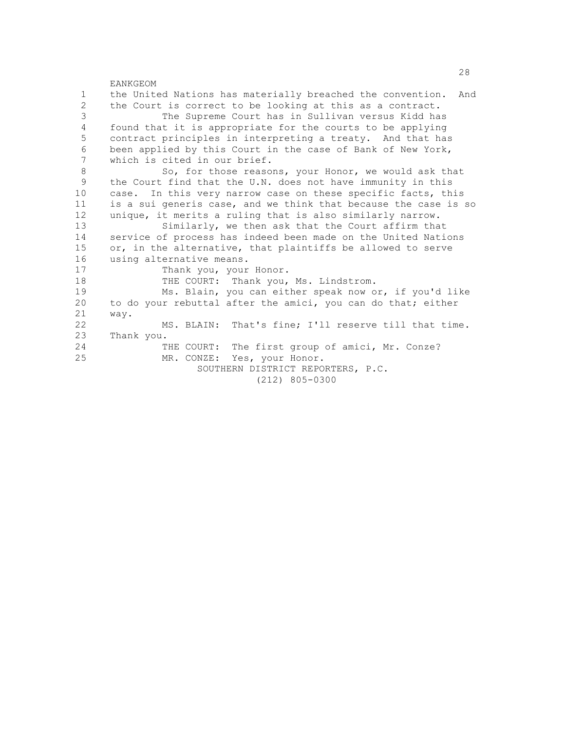the United Nations has materially breached the convention. And the Court is correct to be looking at this as a contract.

The Supreme Court has in Sullivan versus Kidd has found that it is appropriate for the courts to be applying contract principles in interpreting a treaty. And that has been applied by this Court in the case of Bank of New York, which is cited in our brief.

So, for those reasons, your Honor, we would ask that the Court find that the U.N. does not have immunity in this case. In this very narrow case on these specific facts, this is a sui generis case, and we think that because the case is so unique, it merits a ruling that is also similarly narrow.

Similarly, we then ask that the Court affirm that service of process has indeed been made on the United Nations or, in the alternative, that plaintiffs be allowed to serve using alternative means.

Thank you, your Honor.

THE COURT: Thank you, Ms. Lindstrom.

Ms. Blain, you can either speak now or, if you'd like to do your rebuttal after the amici, you can do that; either way.

MS. BLAIN: That's fine; I'll reserve till that time. Thank you.

THE COURT: The first group of amici, Mr. Conze?

MR. CONZE: Yes, your Honor.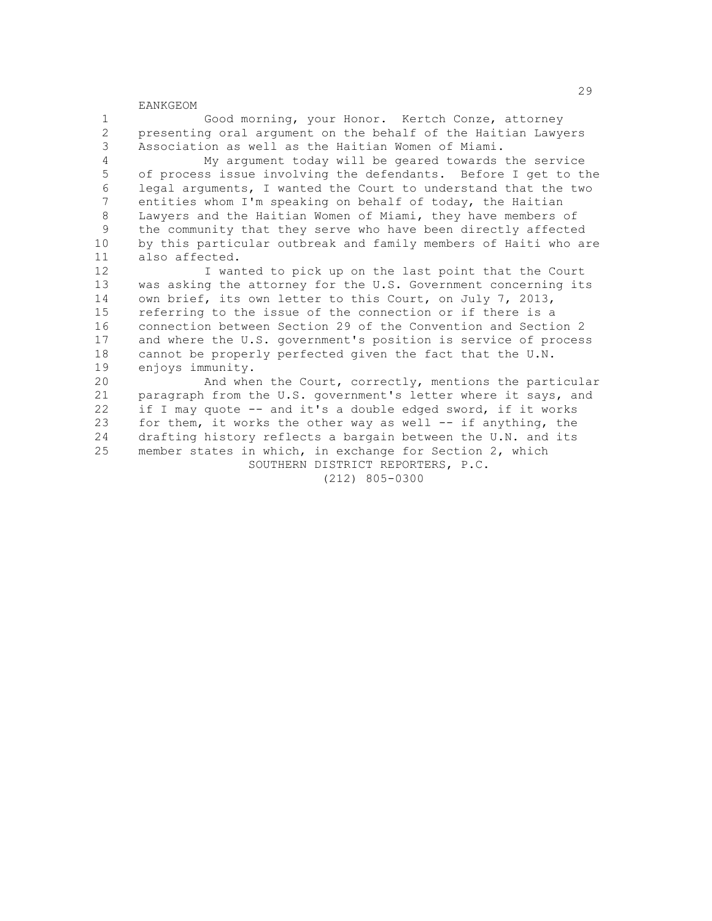Good morning, your Honor. Kertch Conze, attorney presenting oral argument on the behalf of the Haitian Lawyers Association as well as the Haitian Women of Miami.

My argument today will be geared towards the service of process issue involving the defendants. Before I get to the legal arguments, I wanted the Court to understand that the two entities whom I'm speaking on behalf of today, the Haitian Lawyers and the Haitian Women of Miami, they have members of the community that they serve who have been directly affected by this particular outbreak and family members of Haiti who are also affected.

I wanted to pick up on the last point that the Court was asking the attorney for the U.S. Government concerning its own brief, its own letter to this Court, on July 7, 2013, referring to the issue of the connection or if there is a connection between Section 29 of the Convention and Section 2 and where the U.S. government's position is service of process cannot be properly perfected given the fact that the U.N. enjoys immunity.

And when the Court, correctly, mentions the particular paragraph from the U.S. government's letter where it says, and if I may quote -- and it's a double edged sword, if it works for them, it works the other way as well -- if anything, the drafting history reflects a bargain between the U.N. and its member states in which, in exchange for Section 2, which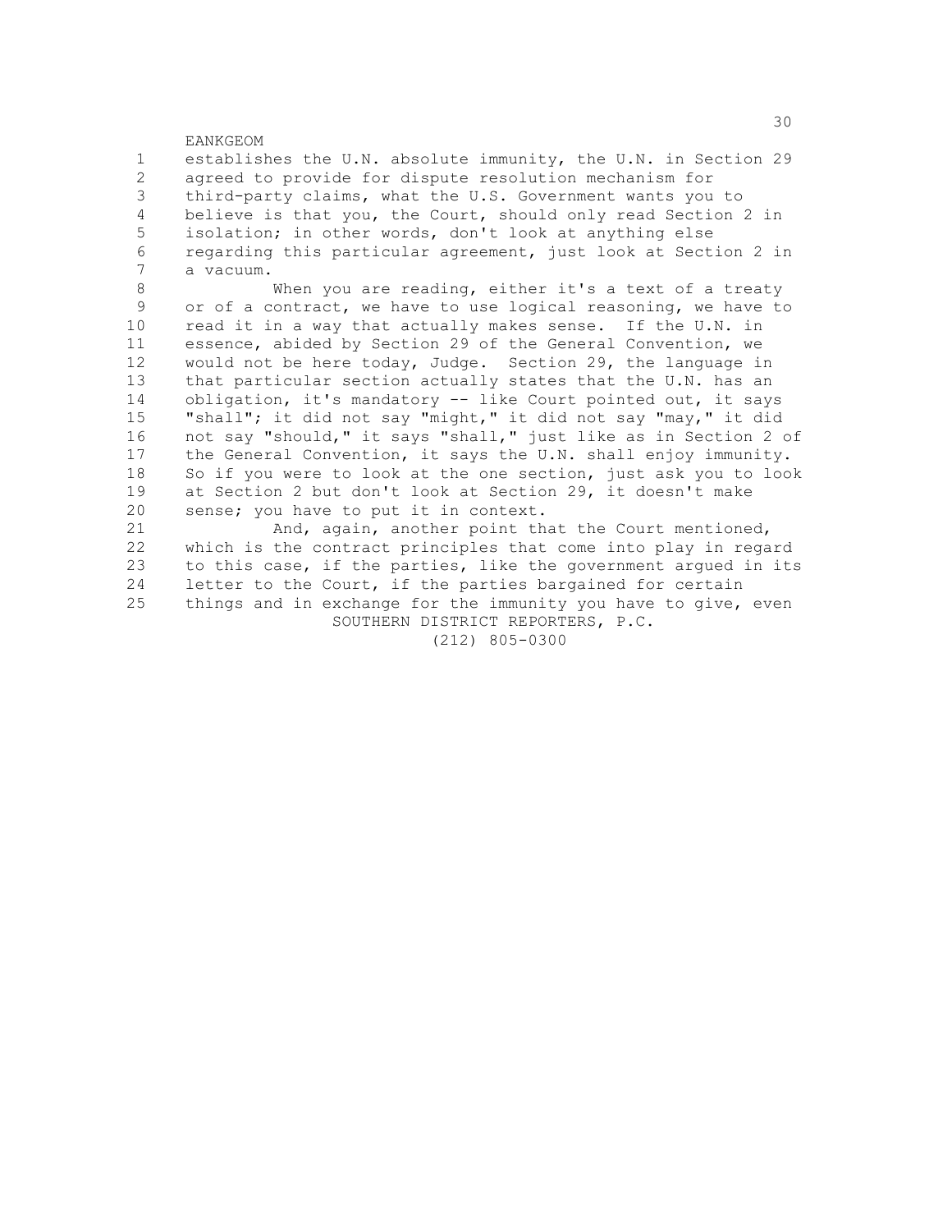establishes the U.N. absolute immunity, the U.N. in Section 29 agreed to provide for dispute resolution mechanism for third-party claims, what the U.S. Government wants you to believe is that you, the Court, should only read Section 2 in isolation; in other words, don't look at anything else regarding this particular agreement, just look at Section 2 in a vacuum.

When you are reading, either it's a text of a treaty or of a contract, we have to use logical reasoning, we have to read it in a way that actually makes sense. If the U.N. in essence, abided by Section 29 of the General Convention, we would not be here today, Judge. Section 29, the language in that particular section actually states that the U.N. has an obligation, it's mandatory -- like Court pointed out, it says "shall"; it did not say "might," it did not say "may," it did not say "should," it says "shall," just like as in Section 2 of the General Convention, it says the U.N. shall enjoy immunity. So if you were to look at the one section, just ask you to look at Section 2 but don't look at Section 29, it doesn't make sense; you have to put it in context.

And, again, another point that the Court mentioned, which is the contract principles that come into play in regard to this case, if the parties, like the government argued in its letter to the Court, if the parties bargained for certain things and in exchange for the immunity you have to give, even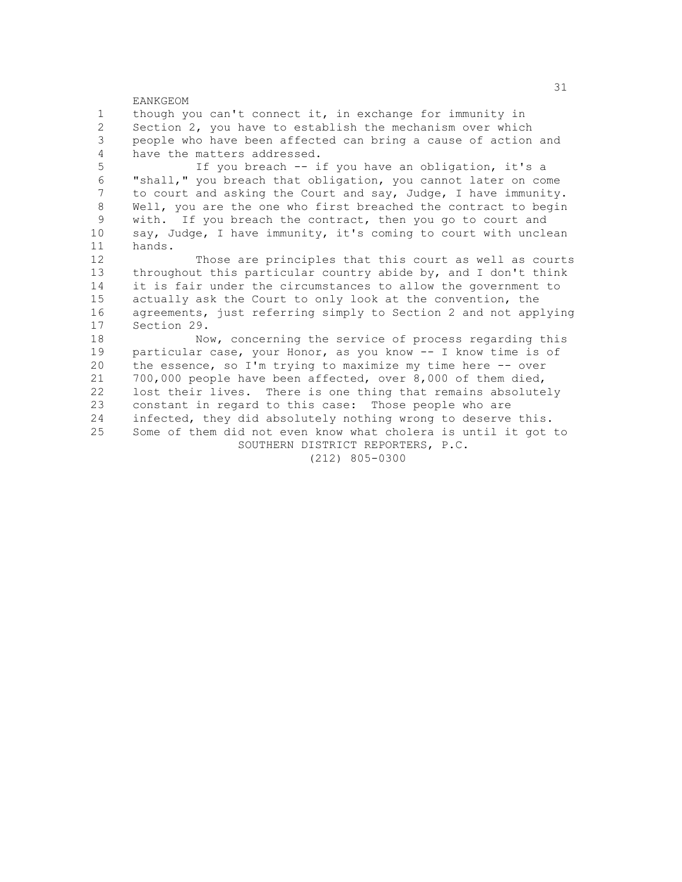though you can't connect it, in exchange for immunity in Section 2, you have to establish the mechanism over which people who have been affected can bring a cause of action and have the matters addressed.

If you breach -- if you have an obligation, it's a "shall," you breach that obligation, you cannot later on come to court and asking the Court and say, Judge, I have immunity. Well, you are the one who first breached the contract to begin with. If you breach the contract, then you go to court and say, Judge, I have immunity, it's coming to court with unclean hands.

Those are principles that this court as well as courts throughout this particular country abide by, and I don't think it is fair under the circumstances to allow the government to actually ask the Court to only look at the convention, the agreements, just referring simply to Section 2 and not applying Section 29.

Now, concerning the service of process regarding this particular case, your Honor, as you know -- I know time is of the essence, so I'm trying to maximize my time here -- over 700,000 people have been affected, over 8,000 of them died, lost their lives. There is one thing that remains absolutely constant in regard to this case: Those people who are infected, they did absolutely nothing wrong to deserve this. Some of them did not even know what cholera is until it got to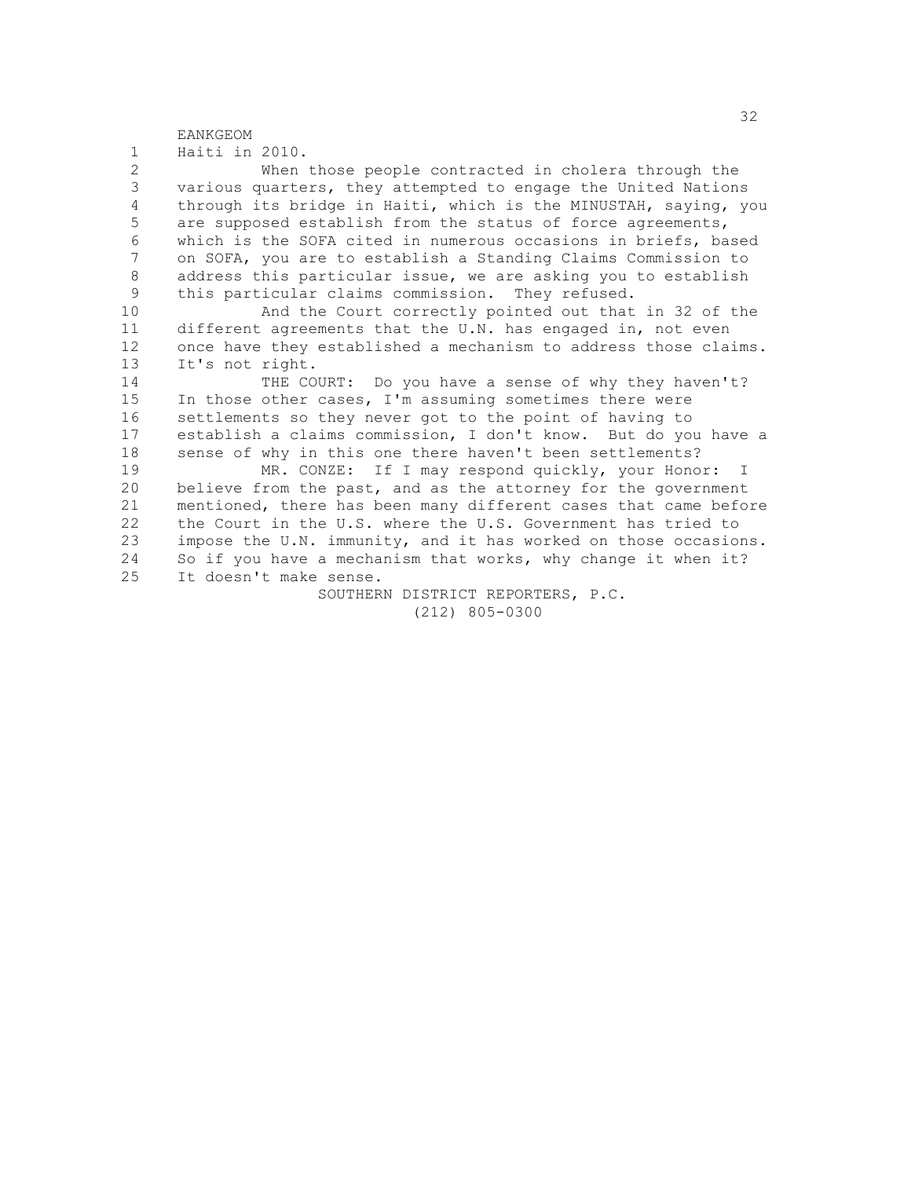Haiti in 2010.

When those people contracted in cholera through the various quarters, they attempted to engage the United Nations through its bridge in Haiti, which is the MINUSTAH, saying, you are supposed establish from the status of force agreements, which is the SOFA cited in numerous occasions in briefs, based on SOFA, you are to establish a Standing Claims Commission to address this particular issue, we are asking you to establish this particular claims commission. They refused.

And the Court correctly pointed out that in 32 of the different agreements that the U.N. has engaged in, not even once have they established a mechanism to address those claims. It's not right.

THE COURT: Do you have a sense of why they haven't? In those other cases, I'm assuming sometimes there were settlements so they never got to the point of having to establish a claims commission, I don't know. But do you have a sense of why in this one there haven't been settlements?

MR. CONZE: If I may respond quickly, your Honor: I believe from the past, and as the attorney for the government mentioned, there has been many different cases that came before the Court in the U.S. where the U.S. Government has tried to impose the U.N. immunity, and it has worked on those occasions. So if you have a mechanism that works, why change it when it? It doesn't make sense.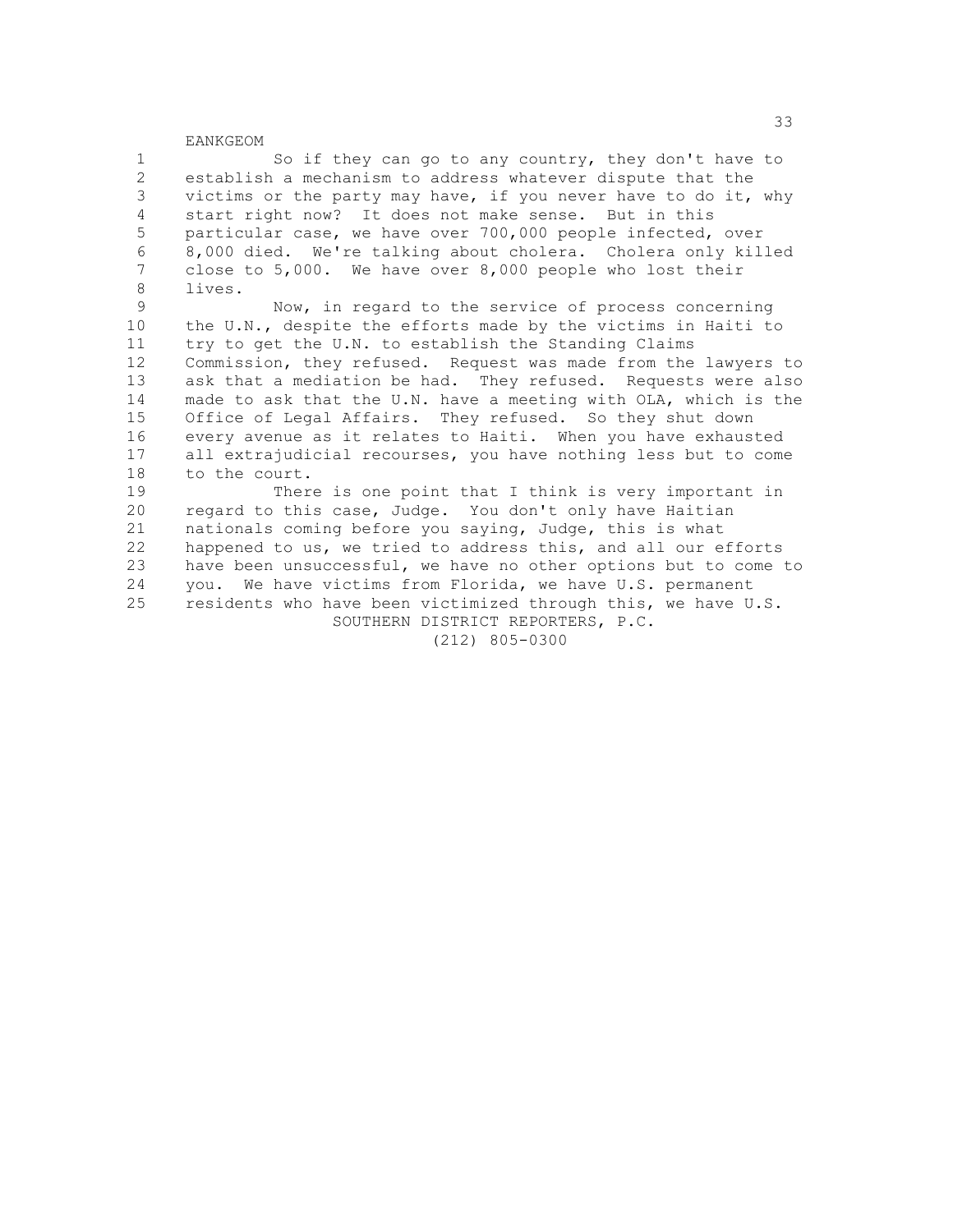So if they can go to any country, they don't have to establish a mechanism to address whatever dispute that the victims or the party may have, if you never have to do it, why start right now? It does not make sense. But in this particular case, we have over 700,000 people infected, over 8,000 died. We're talking about cholera. Cholera only killed close to 5,000. We have over 8,000 people who lost their lives.

Now, in regard to the service of process concerning the U.N., despite the efforts made by the victims in Haiti to try to get the U.N. to establish the Standing Claims Commission, they refused. Request was made from the lawyers to ask that a mediation be had. They refused. Requests were also made to ask that the U.N. have a meeting with OLA, which is the Office of Legal Affairs. They refused. So they shut down every avenue as it relates to Haiti. When you have exhausted all extrajudicial recourses, you have nothing less but to come to the court.

There is one point that I think is very important in regard to this case, Judge. You don't only have Haitian nationals coming before you saying, Judge, this is what happened to us, we tried to address this, and all our efforts have been unsuccessful, we have no other options but to come to you. We have victims from Florida, we have U.S. permanent residents who have been victimized through this, we have U.S.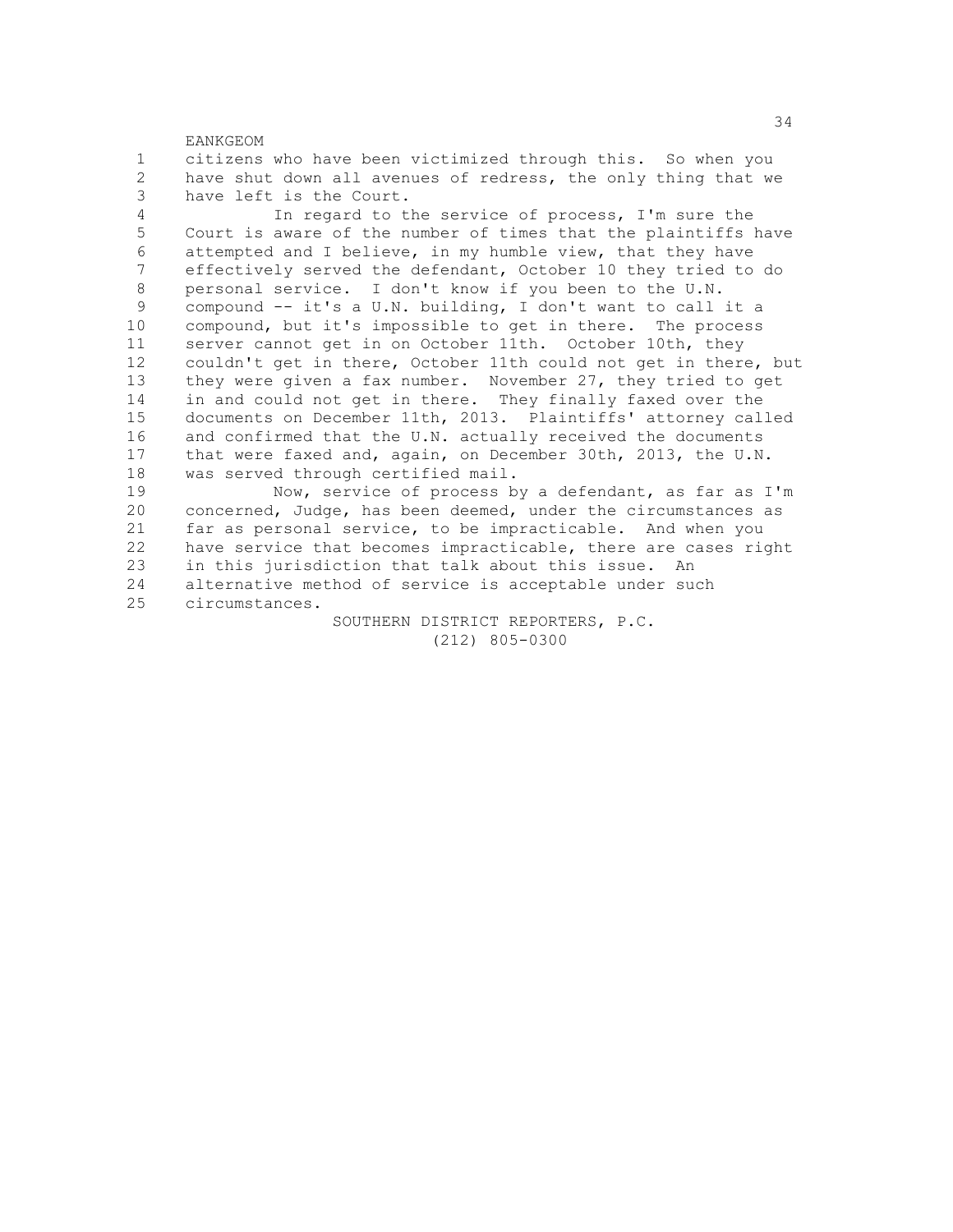citizens who have been victimized through this. So when you have shut down all avenues of redress, the only thing that we have left is the Court.

In regard to the service of process, I'm sure the Court is aware of the number of times that the plaintiffs have attempted and I believe, in my humble view, that they have effectively served the defendant, October 10 they tried to do personal service. I don't know if you been to the U.N. compound -- it's a U.N. building, I don't want to call it a compound, but it's impossible to get in there. The process server cannot get in on October 11th. October 10th, they couldn't get in there, October 11th could not get in there, but they were given a fax number. November 27, they tried to get in and could not get in there. They finally faxed over the documents on December 11th, 2013. Plaintiffs' attorney called and confirmed that the U.N. actually received the documents that were faxed and, again, on December 30th, 2013, the U.N. was served through certified mail.

Now, service of process by a defendant, as far as I'm concerned, Judge, has been deemed, under the circumstances as far as personal service, to be impracticable. And when you have service that becomes impracticable, there are cases right in this jurisdiction that talk about this issue. An alternative method of service is acceptable under such circumstances.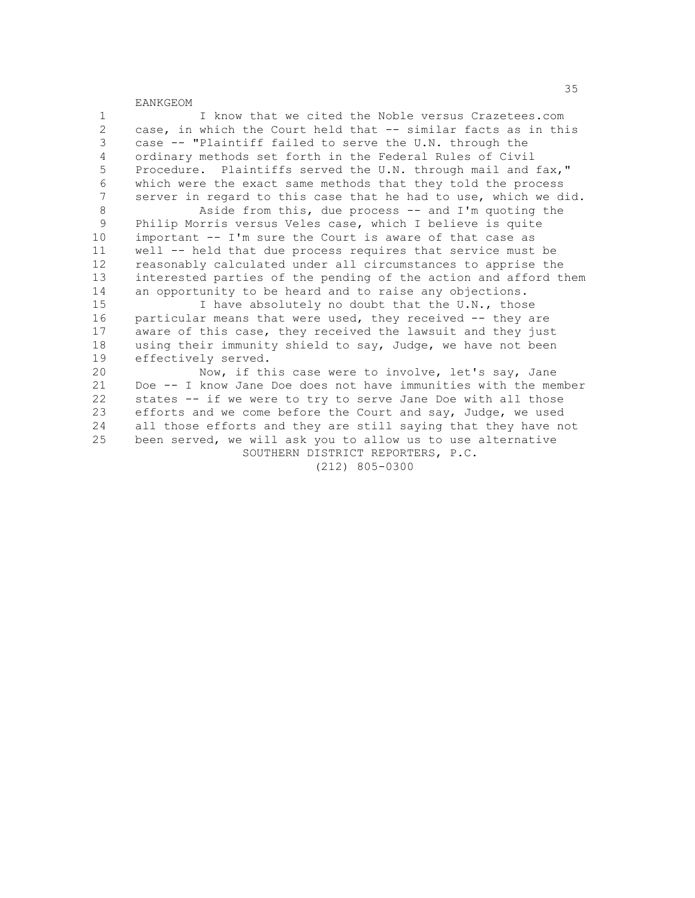I know that we cited the Noble versus Crazetees.com case, in which the Court held that -- similar facts as in this case -- "Plaintiff failed to serve the U.N. through the ordinary methods set forth in the Federal Rules of Civil Procedure. Plaintiffs served the U.N. through mail and fax," which were the exact same methods that they told the process server in regard to this case that he had to use, which we did.

Aside from this, due process -- and I'm quoting the Philip Morris versus Veles case, which I believe is quite important -- I'm sure the Court is aware of that case as well -- held that due process requires that service must be reasonably calculated under all circumstances to apprise the interested parties of the pending of the action and afford them an opportunity to be heard and to raise any objections.

I have absolutely no doubt that the U.N., those particular means that were used, they received -- they are aware of this case, they received the lawsuit and they just using their immunity shield to say, Judge, we have not been effectively served.

Now, if this case were to involve, let's say, Jane Doe -- I know Jane Doe does not have immunities with the member states -- if we were to try to serve Jane Doe with all those efforts and we come before the Court and say, Judge, we used all those efforts and they are still saying that they have not been served, we will ask you to allow us to use alternative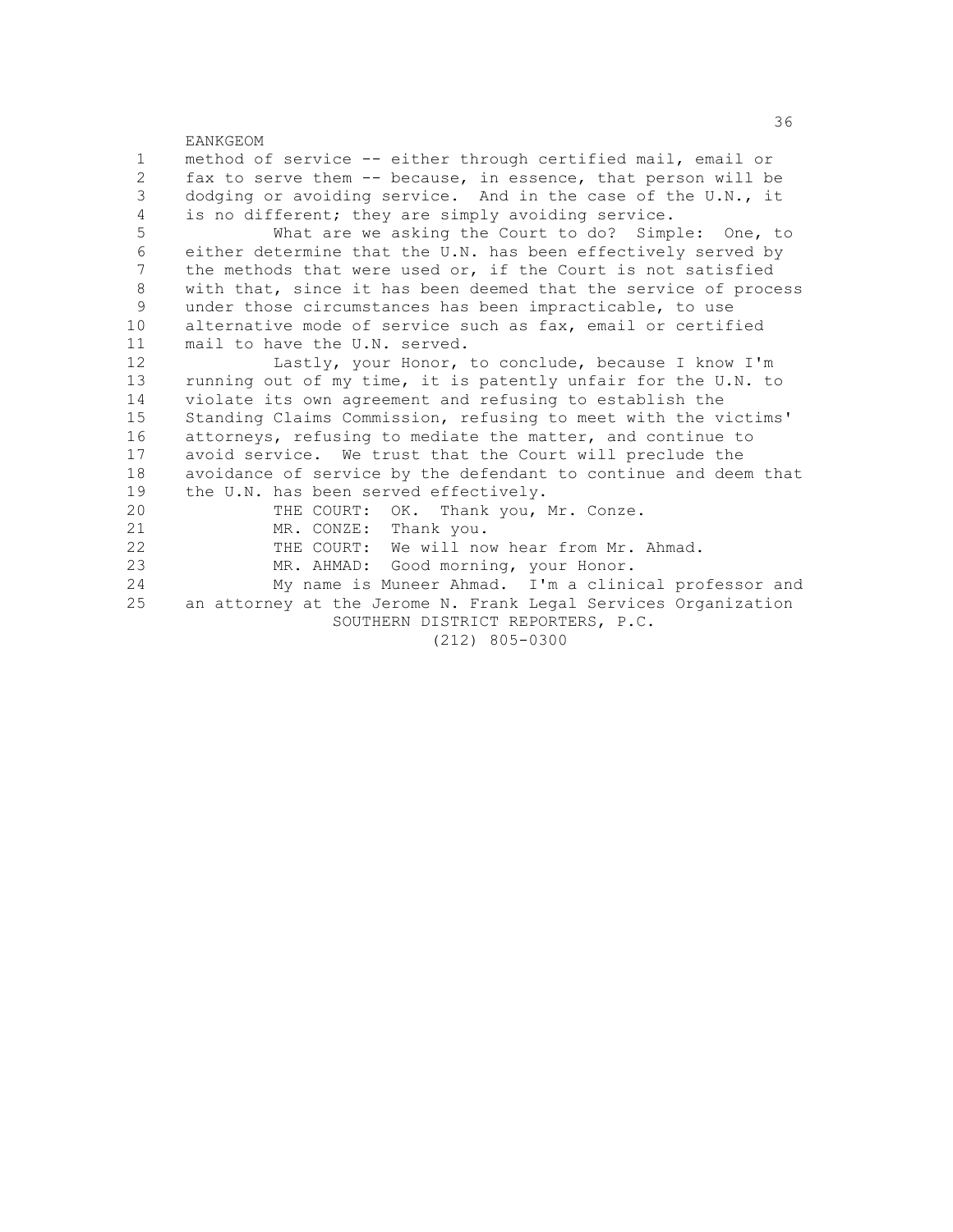method of service -- either through certified mail, email or fax to serve them -- because, in essence, that person will be dodging or avoiding service. And in the case of the U.N., it is no different; they are simply avoiding service.

What are we asking the Court to do? Simple: One, to either determine that the U.N. has been effectively served by the methods that were used or, if the Court is not satisfied with that, since it has been deemed that the service of process under those circumstances has been impracticable, to use alternative mode of service such as fax, email or certified mail to have the U.N. served.

Lastly, your Honor, to conclude, because I know I'm running out of my time, it is patently unfair for the U.N. to violate its own agreement and refusing to establish the Standing Claims Commission, refusing to meet with the victims' attorneys, refusing to mediate the matter, and continue to avoid service. We trust that the Court will preclude the avoidance of service by the defendant to continue and deem that the U.N. has been served effectively.

THE COURT: OK. Thank you, Mr. Conze.

MR. CONZE: Thank you.

THE COURT: We will now hear from Mr. Ahmad.

MR. AHMAD: Good morning, your Honor.

My name is Muneer Ahmad. I'm a clinical professor and an attorney at the Jerome N. Frank Legal Services Organization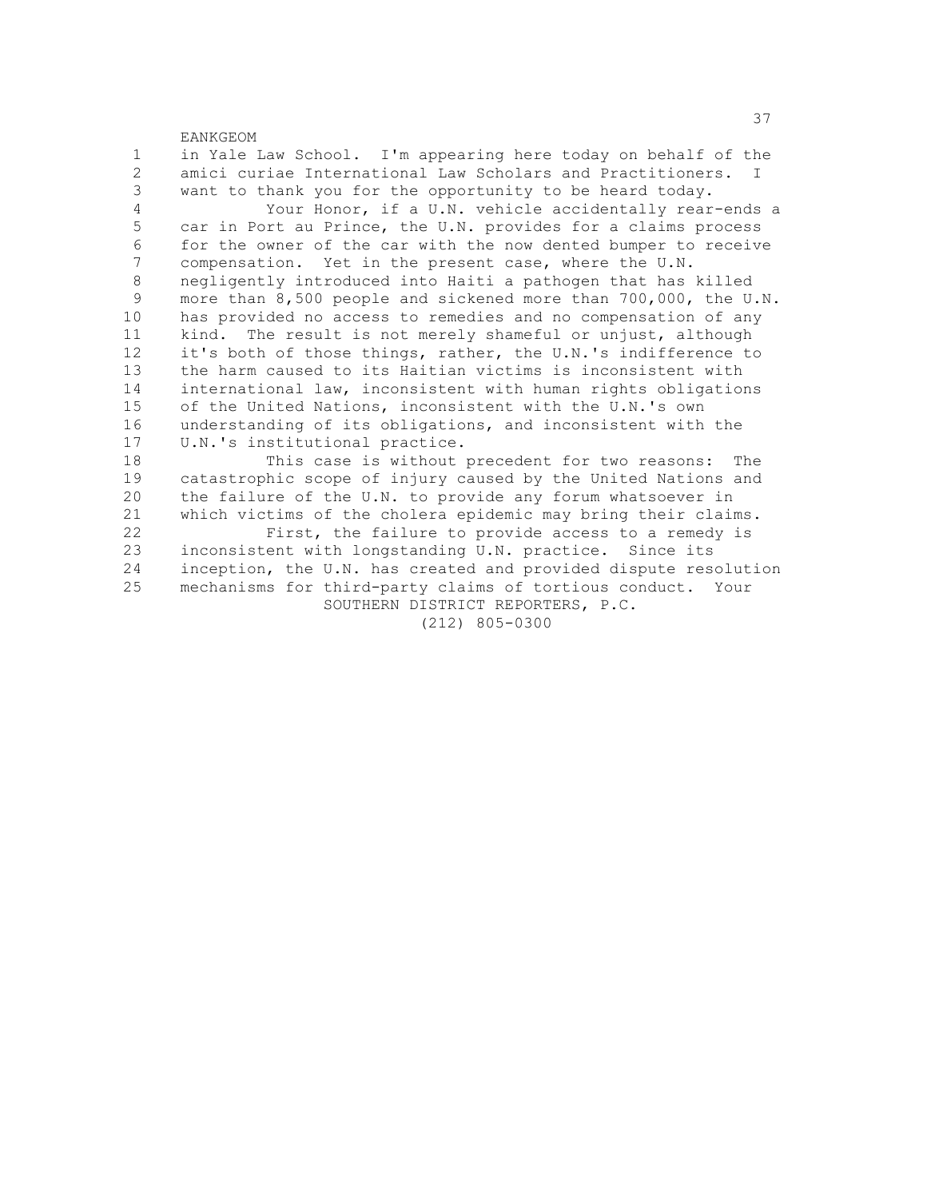in Yale Law School. I'm appearing here today on behalf of the amici curiae International Law Scholars and Practitioners. I want to thank you for the opportunity to be heard today.

Your Honor, if a U.N. vehicle accidentally rear-ends a car in Port au Prince, the U.N. provides for a claims process for the owner of the car with the now dented bumper to receive compensation. Yet in the present case, where the U.N. negligently introduced into Haiti a pathogen that has killed more than 8,500 people and sickened more than 700,000, the U.N. has provided no access to remedies and no compensation of any kind. The result is not merely shameful or unjust, although it's both of those things, rather, the U.N.'s indifference to the harm caused to its Haitian victims is inconsistent with international law, inconsistent with human rights obligations of the United Nations, inconsistent with the U.N.'s own understanding of its obligations, and inconsistent with the U.N.'s institutional practice.

This case is without precedent for two reasons: The catastrophic scope of injury caused by the United Nations and the failure of the U.N. to provide any forum whatsoever in which victims of the cholera epidemic may bring their claims.

First, the failure to provide access to a remedy is inconsistent with longstanding U.N. practice. Since its inception, the U.N. has created and provided dispute resolution mechanisms for third-party claims of tortious conduct. Your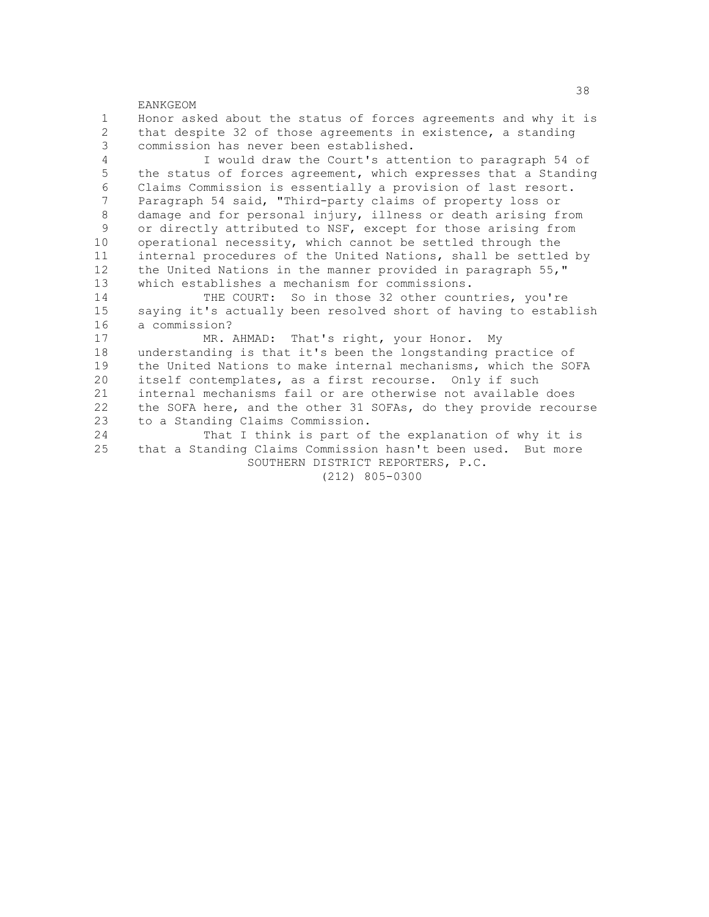Honor asked about the status of forces agreements and why it is that despite 32 of those agreements in existence, a standing commission has never been established.

I would draw the Court's attention to paragraph 54 of the status of forces agreement, which expresses that a Standing Claims Commission is essentially a provision of last resort. Paragraph 54 said, "Third-party claims of property loss or damage and for personal injury, illness or death arising from or directly attributed to NSF, except for those arising from operational necessity, which cannot be settled through the internal procedures of the United Nations, shall be settled by the United Nations in the manner provided in paragraph 55," which establishes a mechanism for commissions.

THE COURT: So in those 32 other countries, you're saying it's actually been resolved short of having to establish a commission?

MR. AHMAD: That's right, your Honor. My understanding is that it's been the longstanding practice of the United Nations to make internal mechanisms, which the SOFA itself contemplates, as a first recourse. Only if such internal mechanisms fail or are otherwise not available does the SOFA here, and the other 31 SOFAs, do they provide recourse to a Standing Claims Commission.

That I think is part of the explanation of why it is that a Standing Claims Commission hasn't been used. But more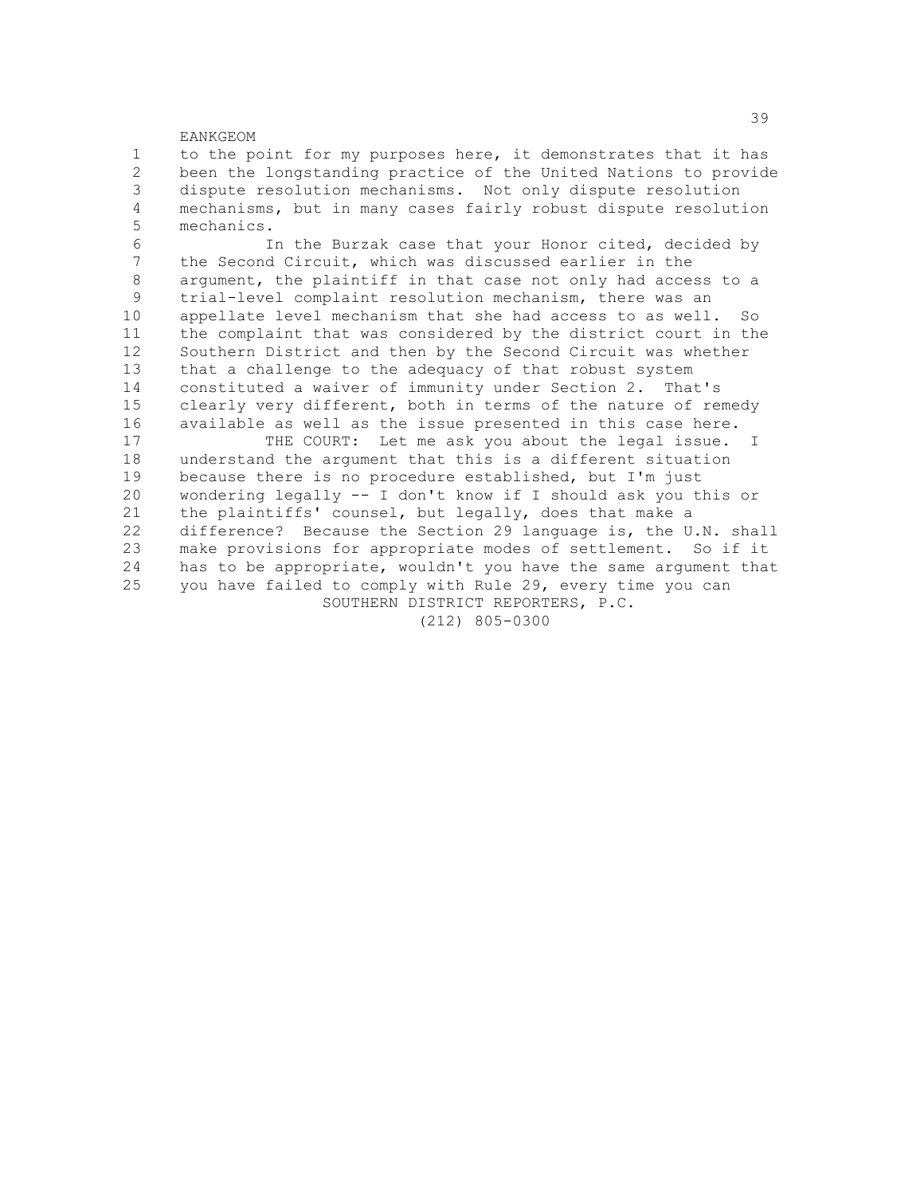to the point for my purposes here, it demonstrates that it has been the longstanding practice of the United Nations to provide dispute resolution mechanisms. Not only dispute resolution mechanisms, but in many cases fairly robust dispute resolution mechanics.

In the Burzak case that your Honor cited, decided by the Second Circuit, which was discussed earlier in the argument, the plaintiff in that case not only had access to a trial-level complaint resolution mechanism, there was an appellate level mechanism that she had access to as well. So the complaint that was considered by the district court in the Southern District and then by the Second Circuit was whether that a challenge to the adequacy of that robust system constituted a waiver of immunity under Section 2. That's clearly very different, both in terms of the nature of remedy available as well as the issue presented in this case here.

THE COURT: Let me ask you about the legal issue. I understand the argument that this is a different situation because there is no procedure established, but I'm just wondering legally -- I don't know if I should ask you this or the plaintiffs' counsel, but legally, does that make a difference? Because the Section 29 language is, the U.N. shall make provisions for appropriate modes of settlement. So if it has to be appropriate, wouldn't you have the same argument that you have failed to comply with Rule 29, every time you can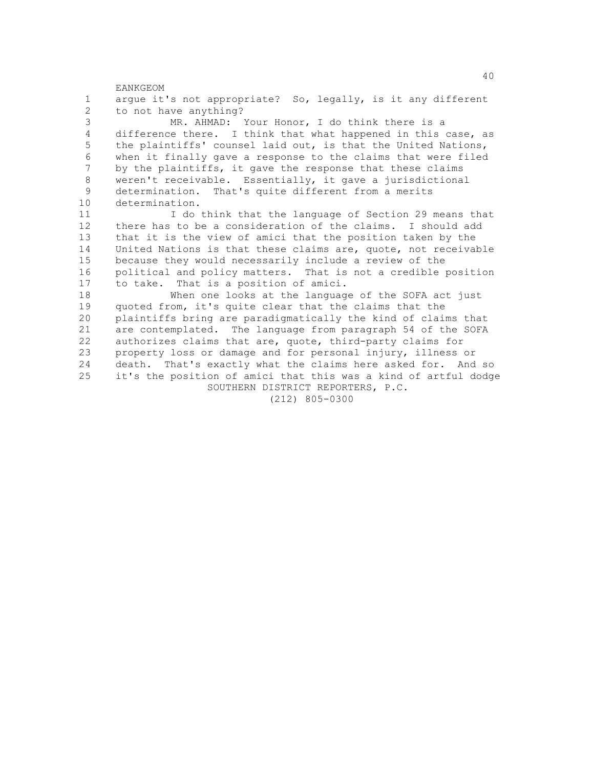argue it's not appropriate? So, legally, is it any different to not have anything?

MR. AHMAD: Your Honor, I do think there is a difference there. I think that what happened in this case, as the plaintiffs' counsel laid out, is that the United Nations, when it finally gave a response to the claims that were filed by the plaintiffs, it gave the response that these claims weren't receivable. Essentially, it gave a jurisdictional determination. That's quite different from a merits determination.

I do think that the language of Section 29 means that there has to be a consideration of the claims. I should add that it is the view of amici that the position taken by the United Nations is that these claims are, quote, not receivable because they would necessarily include a review of the political and policy matters. That is not a credible position to take. That is a position of amici.

When one looks at the language of the SOFA act just quoted from, it's quite clear that the claims that the plaintiffs bring are paradigmatically the kind of claims that are contemplated. The language from paragraph 54 of the SOFA authorizes claims that are, quote, third-party claims for property loss or damage and for personal injury, illness or death. That's exactly what the claims here asked for. And so it's the position of amici that this was a kind of artful dodge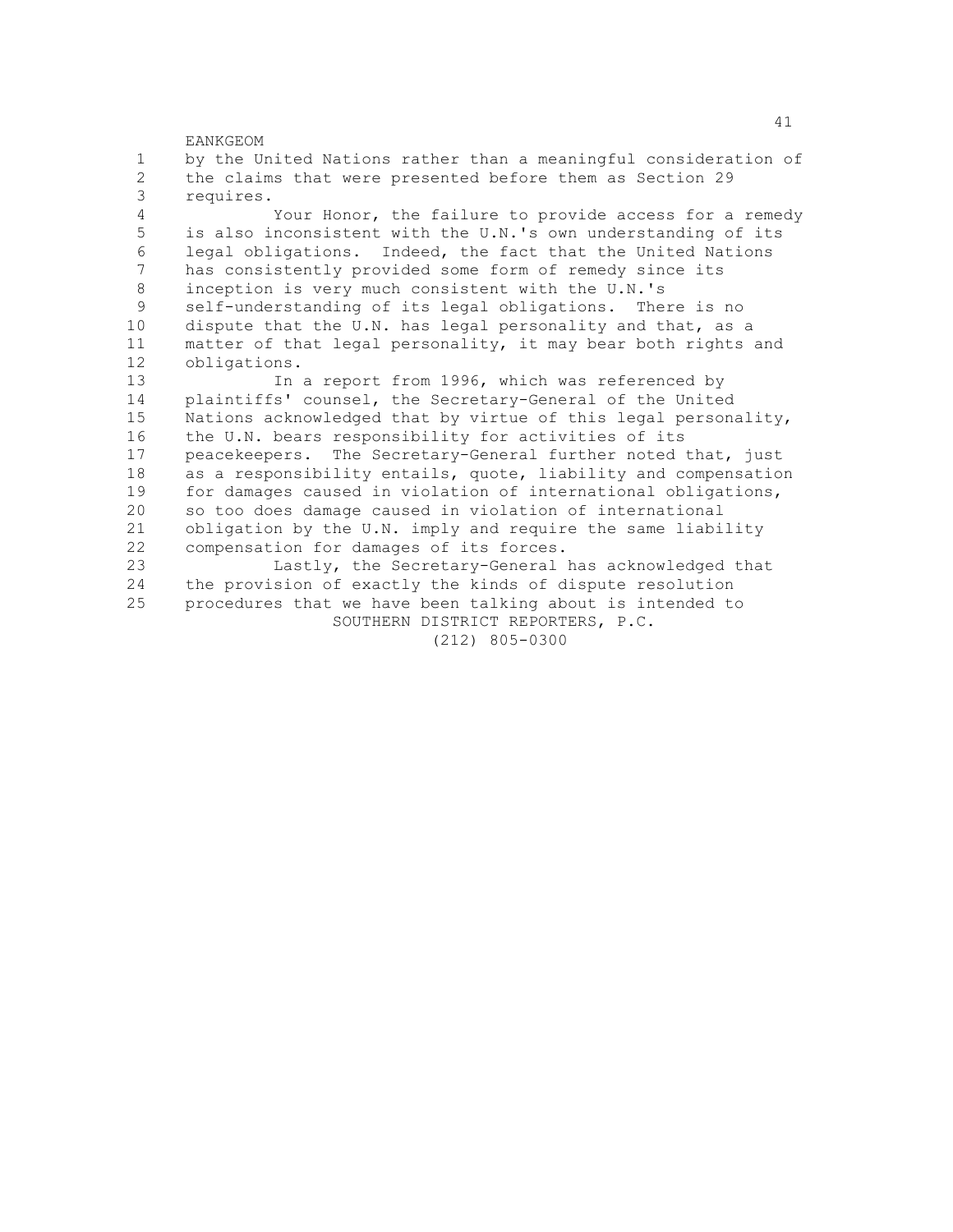by the United Nations rather than a meaningful consideration of the claims that were presented before them as Section 29 requires.

Your Honor, the failure to provide access for a remedy is also inconsistent with the U.N.'s own understanding of its legal obligations. Indeed, the fact that the United Nations has consistently provided some form of remedy since its inception is very much consistent with the U.N.'s self-understanding of its legal obligations. There is no dispute that the U.N. has legal personality and that, as a matter of that legal personality, it may bear both rights and obligations.

In a report from 1996, which was referenced by plaintiffs' counsel, the Secretary-General of the United Nations acknowledged that by virtue of this legal personality, the U.N. bears responsibility for activities of its peacekeepers. The Secretary-General further noted that, just as a responsibility entails, quote, liability and compensation for damages caused in violation of international obligations, so too does damage caused in violation of international obligation by the U.N. imply and require the same liability compensation for damages of its forces.

Lastly, the Secretary-General has acknowledged that the provision of exactly the kinds of dispute resolution procedures that we have been talking about is intended to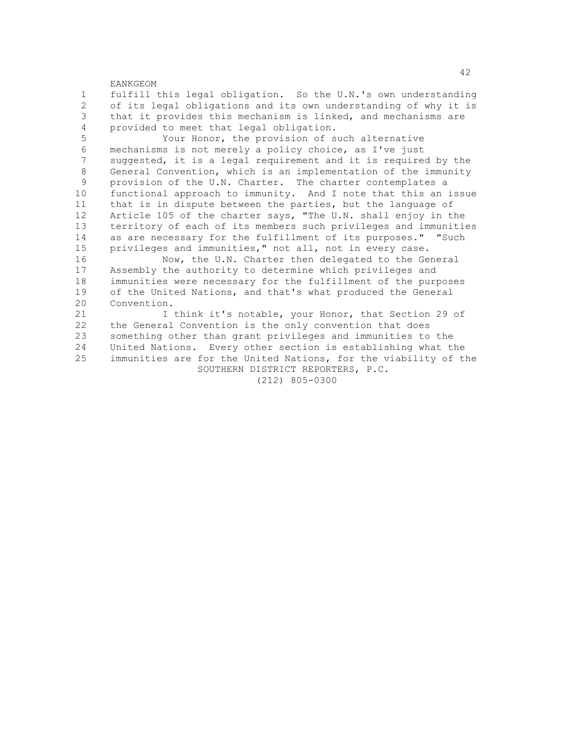fulfill this legal obligation. So the U.N.'s own understanding of its legal obligations and its own understanding of why it is that it provides this mechanism is linked, and mechanisms are provided to meet that legal obligation.

Your Honor, the provision of such alternative mechanisms is not merely a policy choice, as I've just suggested, it is a legal requirement and it is required by the General Convention, which is an implementation of the immunity provision of the U.N. Charter. The charter contemplates a functional approach to immunity. And I note that this an issue that is in dispute between the parties, but the language of Article 105 of the charter says, "The U.N. shall enjoy in the territory of each of its members such privileges and immunities as are necessary for the fulfillment of its purposes." "Such privileges and immunities," not all, not in every case.

Now, the U.N. Charter then delegated to the General Assembly the authority to determine which privileges and immunities were necessary for the fulfillment of the purposes of the United Nations, and that's what produced the General Convention.

I think it's notable, your Honor, that Section 29 of the General Convention is the only convention that does something other than grant privileges and immunities to the United Nations. Every other section is establishing what the immunities are for the United Nations, for the viability of the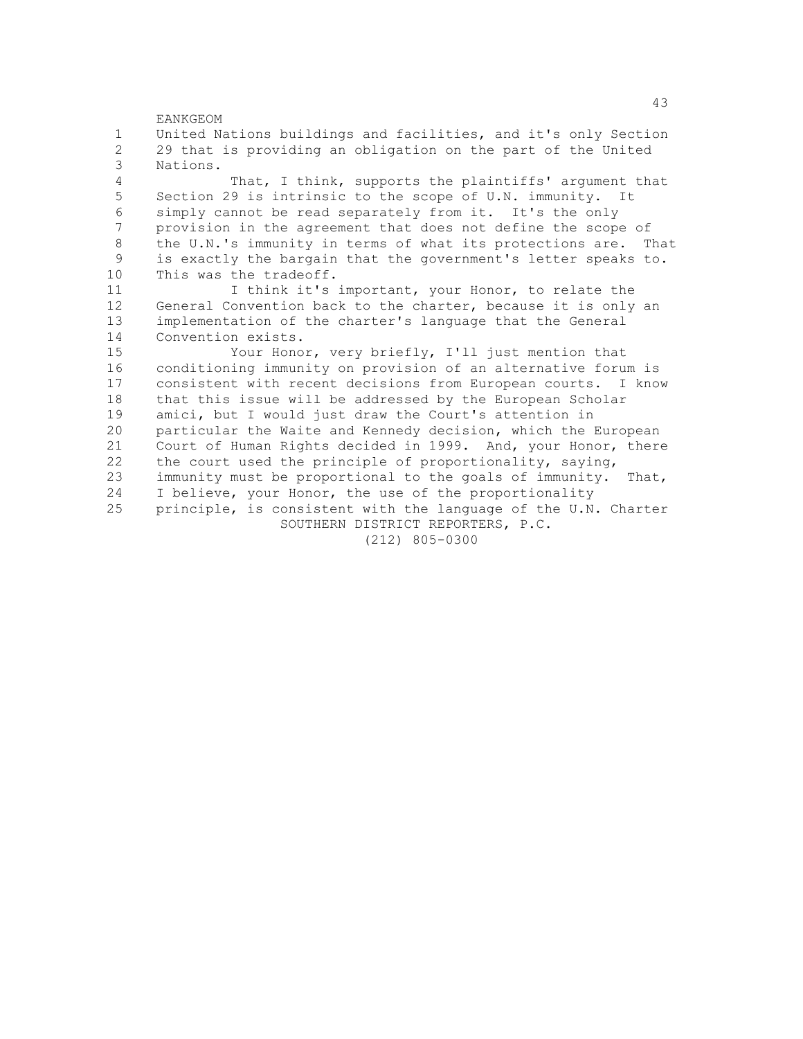United Nations buildings and facilities, and it's only Section 29 that is providing an obligation on the part of the United Nations.

That, I think, supports the plaintiffs' argument that Section 29 is intrinsic to the scope of U.N. immunity. It simply cannot be read separately from it. It's the only provision in the agreement that does not define the scope of the U.N.'s immunity in terms of what its protections are. That is exactly the bargain that the government's letter speaks to. This was the tradeoff.

I think it's important, your Honor, to relate the General Convention back to the charter, because it is only an implementation of the charter's language that the General Convention exists.

Your Honor, very briefly, I'll just mention that conditioning immunity on provision of an alternative forum is consistent with recent decisions from European courts. I know that this issue will be addressed by the European Scholar amici, but I would just draw the Court's attention in particular the Waite and Kennedy decision, which the European Court of Human Rights decided in 1999. And, your Honor, there the court used the principle of proportionality, saying, immunity must be proportional to the goals of immunity. That, I believe, your Honor, the use of the proportionality principle, is consistent with the language of the U.N. Charter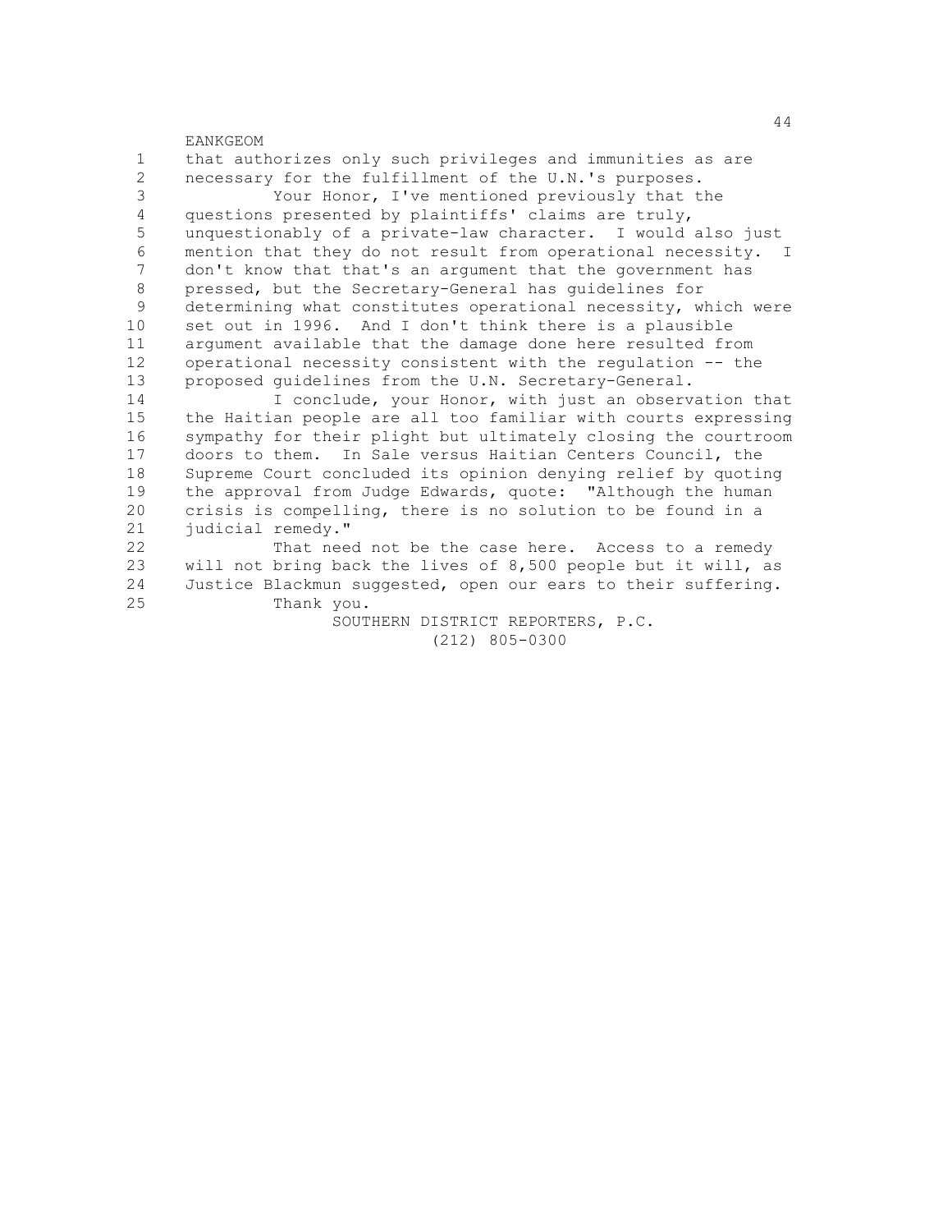that authorizes only such privileges and immunities as are necessary for the fulfillment of the U.N.'s purposes.

Your Honor, I've mentioned previously that the questions presented by plaintiffs' claims are truly, unquestionably of a private-law character. I would also just mention that they do not result from operational necessity. I don't know that that's an argument that the government has pressed, but the Secretary-General has guidelines for determining what constitutes operational necessity, which were set out in 1996. And I don't think there is a plausible argument available that the damage done here resulted from operational necessity consistent with the regulation -- the proposed guidelines from the U.N. Secretary-General.

I conclude, your Honor, with just an observation that the Haitian people are all too familiar with courts expressing sympathy for their plight but ultimately closing the courtroom doors to them. In Sale versus Haitian Centers Council, the Supreme Court concluded its opinion denying relief by quoting the approval from Judge Edwards, quote: "Although the human crisis is compelling, there is no solution to be found in a judicial remedy."

That need not be the case here. Access to a remedy will not bring back the lives of 8,500 people but it will, as Justice Blackmun suggested, open our ears to their suffering.

Thank you.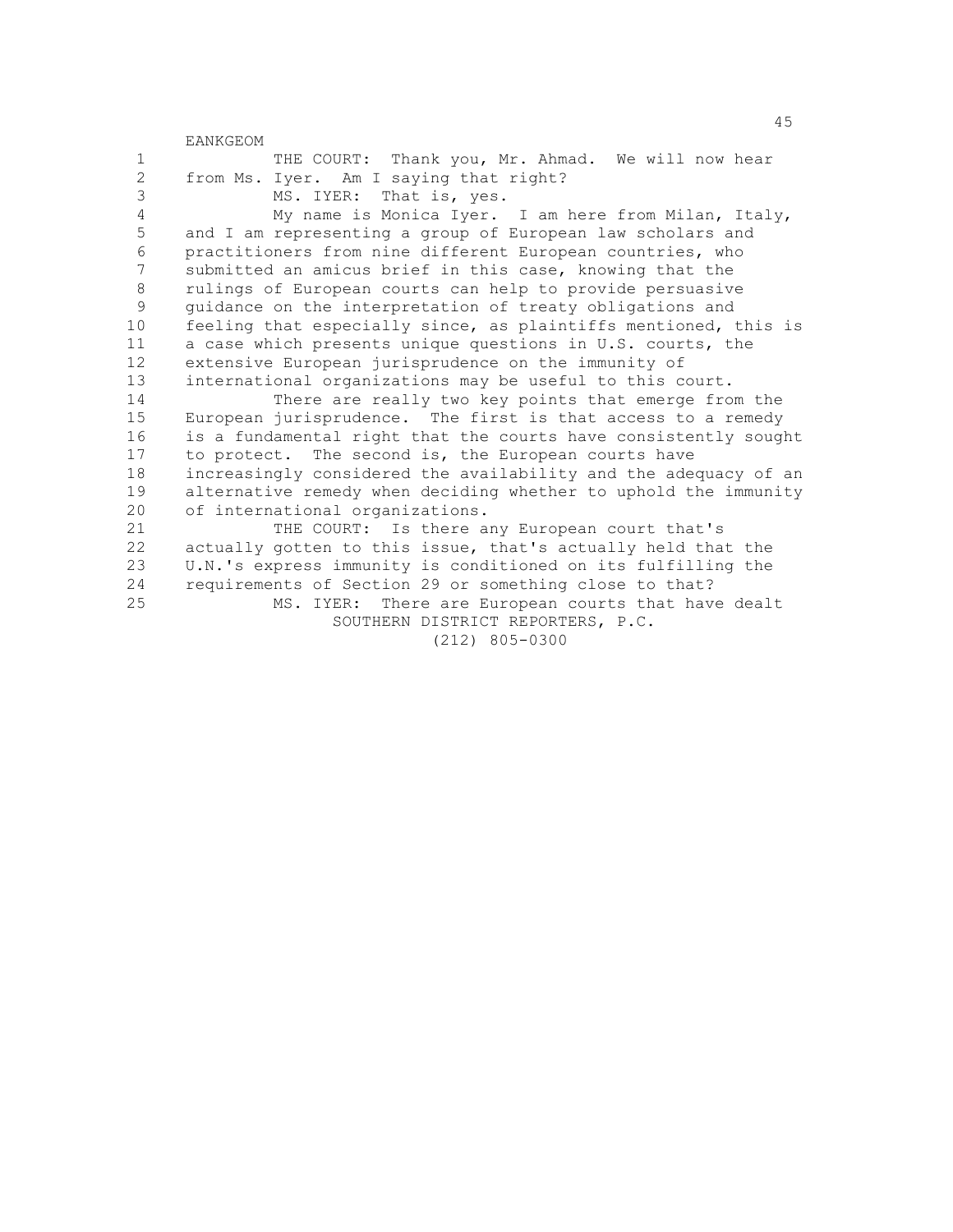THE COURT: Thank you, Mr. Ahmad. We will now hear from Ms. Iyer. Am I saying that right?

MS. IYER: That is, yes.

My name is Monica Iyer. I am here from Milan, Italy, and I am representing a group of European law scholars and practitioners from nine different European countries, who submitted an amicus brief in this case, knowing that the rulings of European courts can help to provide persuasive guidance on the interpretation of treaty obligations and feeling that especially since, as plaintiffs mentioned, this is a case which presents unique questions in U.S. courts, the extensive European jurisprudence on the immunity of international organizations may be useful to this court.

There are really two key points that emerge from the European jurisprudence. The first is that access to a remedy is a fundamental right that the courts have consistently sought to protect. The second is, the European courts have increasingly considered the availability and the adequacy of an alternative remedy when deciding whether to uphold the immunity of international organizations.

THE COURT: Is there any European court that's actually gotten to this issue, that's actually held that the U.N.'s express immunity is conditioned on its fulfilling the requirements of Section 29 or something close to that?

MS. IYER: There are European courts that have dealt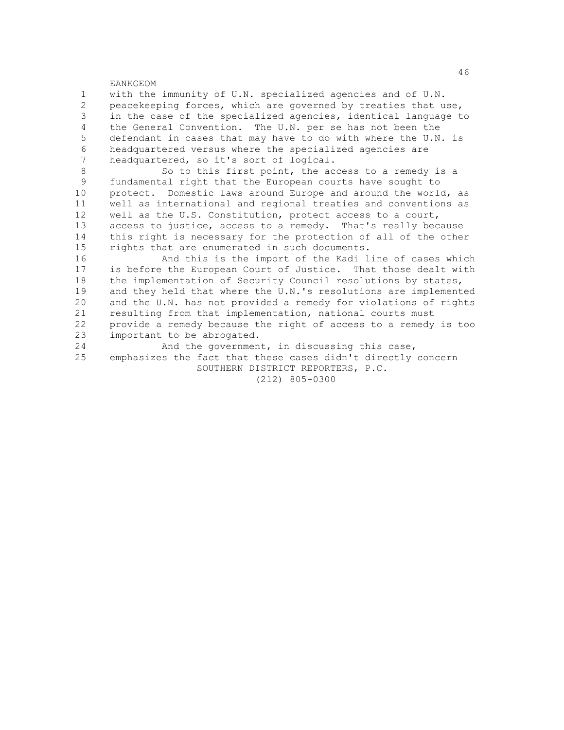with the immunity of U.N. specialized agencies and of U.N. peacekeeping forces, which are governed by treaties that use, in the case of the specialized agencies, identical language to the General Convention. The U.N. per se has not been the defendant in cases that may have to do with where the U.N. is headquartered versus where the specialized agencies are headquartered, so it's sort of logical.

So to this first point, the access to a remedy is a fundamental right that the European courts have sought to protect. Domestic laws around Europe and around the world, as well as international and regional treaties and conventions as well as the U.S. Constitution, protect access to a court, access to justice, access to a remedy. That's really because this right is necessary for the protection of all of the other rights that are enumerated in such documents.

And this is the import of the Kadi line of cases which is before the European Court of Justice. That those dealt with the implementation of Security Council resolutions by states, and they held that where the U.N.'s resolutions are implemented and the U.N. has not provided a remedy for violations of rights resulting from that implementation, national courts must provide a remedy because the right of access to a remedy is too important to be abrogated.

And the government, in discussing this case, emphasizes the fact that these cases didn't directly concern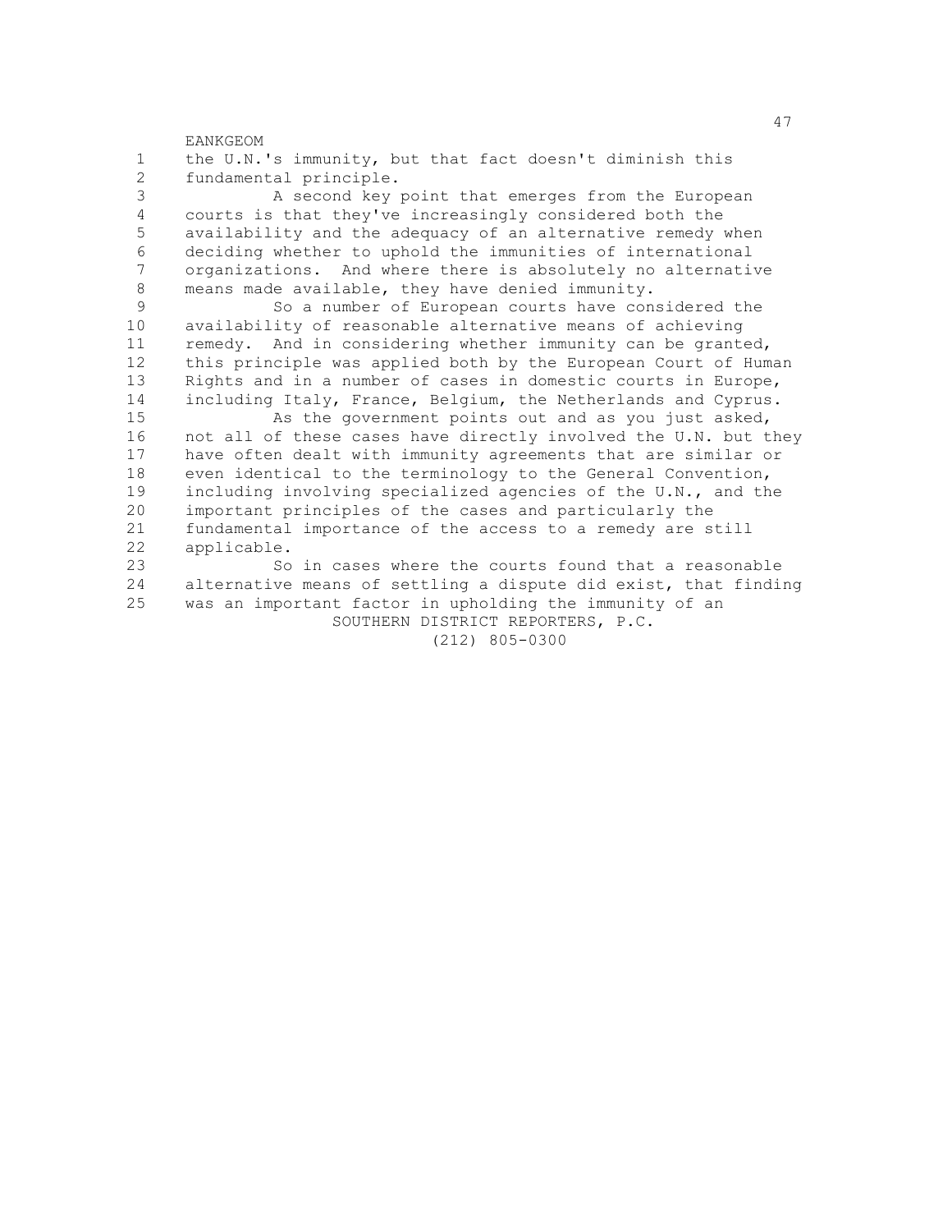the U.N.'s immunity, but that fact doesn't diminish this fundamental principle.

A second key point that emerges from the European courts is that they've increasingly considered both the availability and the adequacy of an alternative remedy when deciding whether to uphold the immunities of international organizations. And where there is absolutely no alternative means made available, they have denied immunity.

So a number of European courts have considered the availability of reasonable alternative means of achieving remedy. And in considering whether immunity can be granted, this principle was applied both by the European Court of Human Rights and in a number of cases in domestic courts in Europe, including Italy, France, Belgium, the Netherlands and Cyprus.

As the government points out and as you just asked, not all of these cases have directly involved the U.N. but they have often dealt with immunity agreements that are similar or even identical to the terminology to the General Convention, including involving specialized agencies of the U.N., and the important principles of the cases and particularly the fundamental importance of the access to a remedy are still applicable.

So in cases where the courts found that a reasonable alternative means of settling a dispute did exist, that finding was an important factor in upholding the immunity of an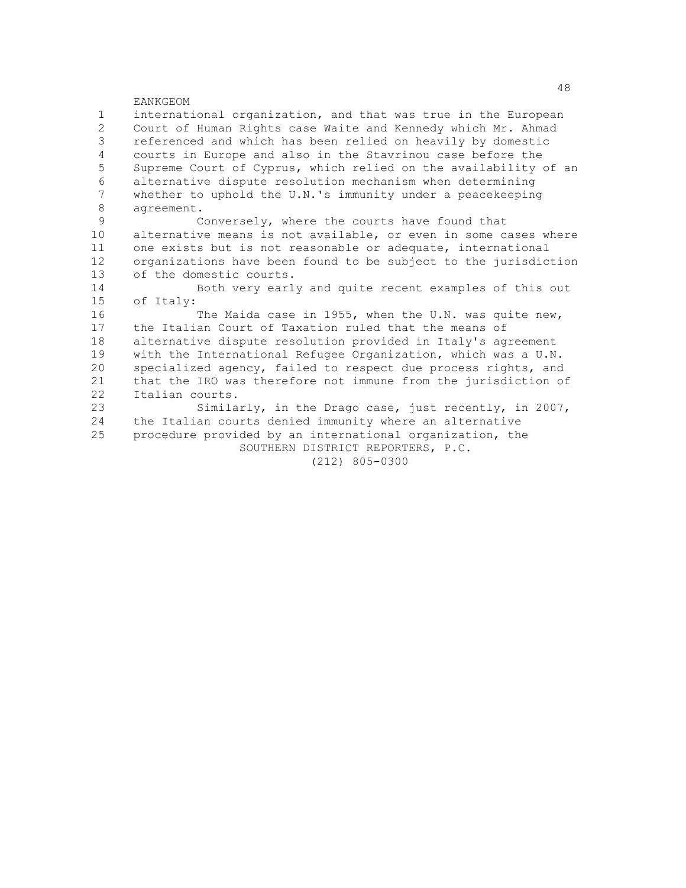international organization, and that was true in the European Court of Human Rights case Waite and Kennedy which Mr. Ahmad referenced and which has been relied on heavily by domestic courts in Europe and also in the Stavrinou case before the Supreme Court of Cyprus, which relied on the availability of an alternative dispute resolution mechanism when determining whether to uphold the U.N.'s immunity under a peacekeeping agreement.

Conversely, where the courts have found that alternative means is not available, or even in some cases where one exists but is not reasonable or adequate, international organizations have been found to be subject to the jurisdiction of the domestic courts.

Both very early and quite recent examples of this out of Italy:

The Maida case in 1955, when the U.N. was quite new, the Italian Court of Taxation ruled that the means of alternative dispute resolution provided in Italy's agreement with the International Refugee Organization, which was a U.N. specialized agency, failed to respect due process rights, and that the IRO was therefore not immune from the jurisdiction of Italian courts.

Similarly, in the Drago case, just recently, in 2007, the Italian courts denied immunity where an alternative procedure provided by an international organization, the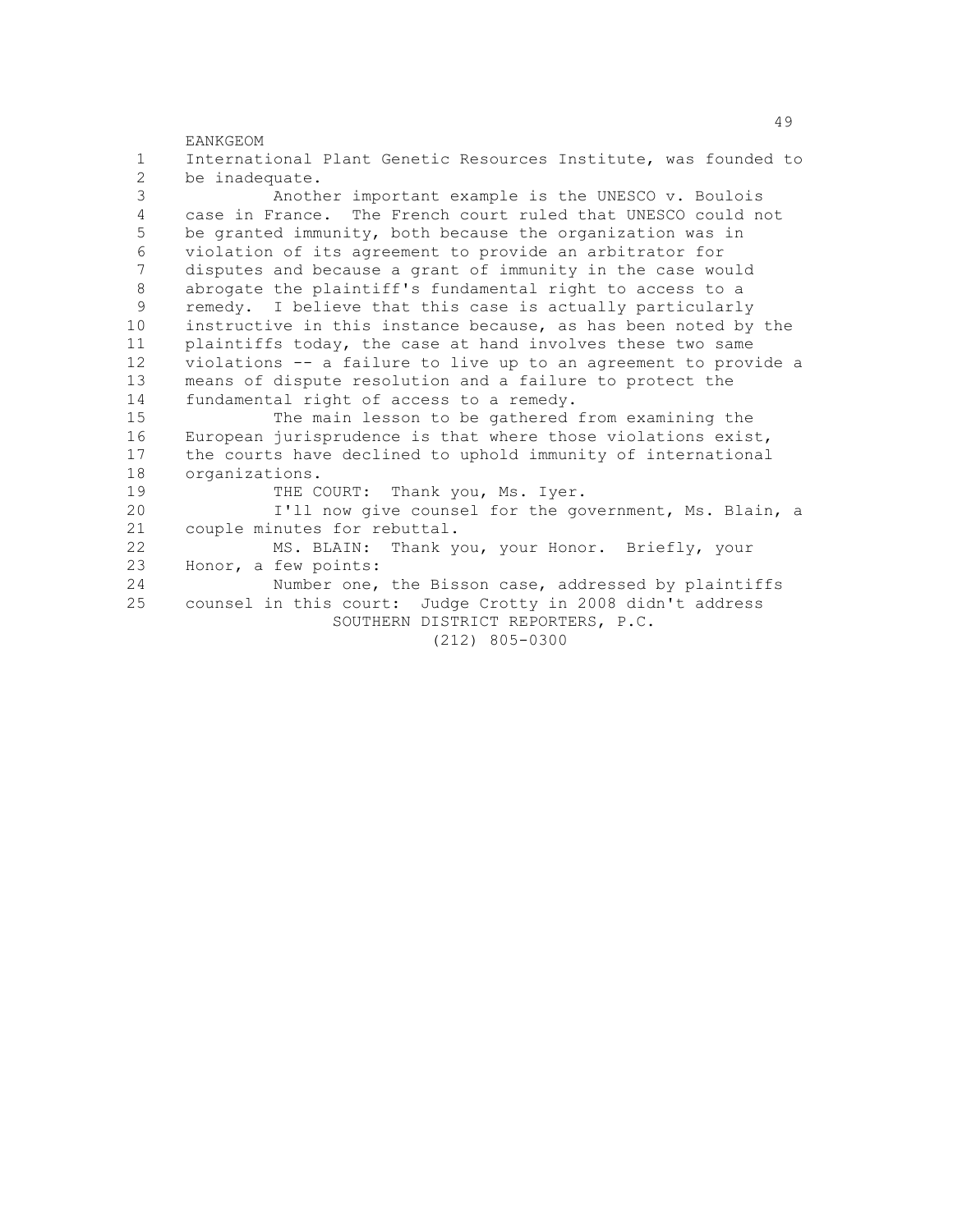International Plant Genetic Resources Institute, was founded to be inadequate.

Another important example is the UNESCO v. Boulois case in France. The French court ruled that UNESCO could not be granted immunity, both because the organization was in violation of its agreement to provide an arbitrator for disputes and because a grant of immunity in the case would abrogate the plaintiff's fundamental right to access to a remedy. I believe that this case is actually particularly instructive in this instance because, as has been noted by the plaintiffs today, the case at hand involves these two same violations -- a failure to live up to an agreement to provide a means of dispute resolution and a failure to protect the fundamental right of access to a remedy.

The main lesson to be gathered from examining the European jurisprudence is that where those violations exist, the courts have declined to uphold immunity of international organizations.

THE COURT: Thank you, Ms. Iyer.

I'll now give counsel for the government, Ms. Blain, a couple minutes for rebuttal.

MS. BLAIN: Thank you, your Honor. Briefly, your Honor, a few points:

Number one, the Bisson case, addressed by plaintiffs counsel in this court: Judge Crotty in 2008 didn't address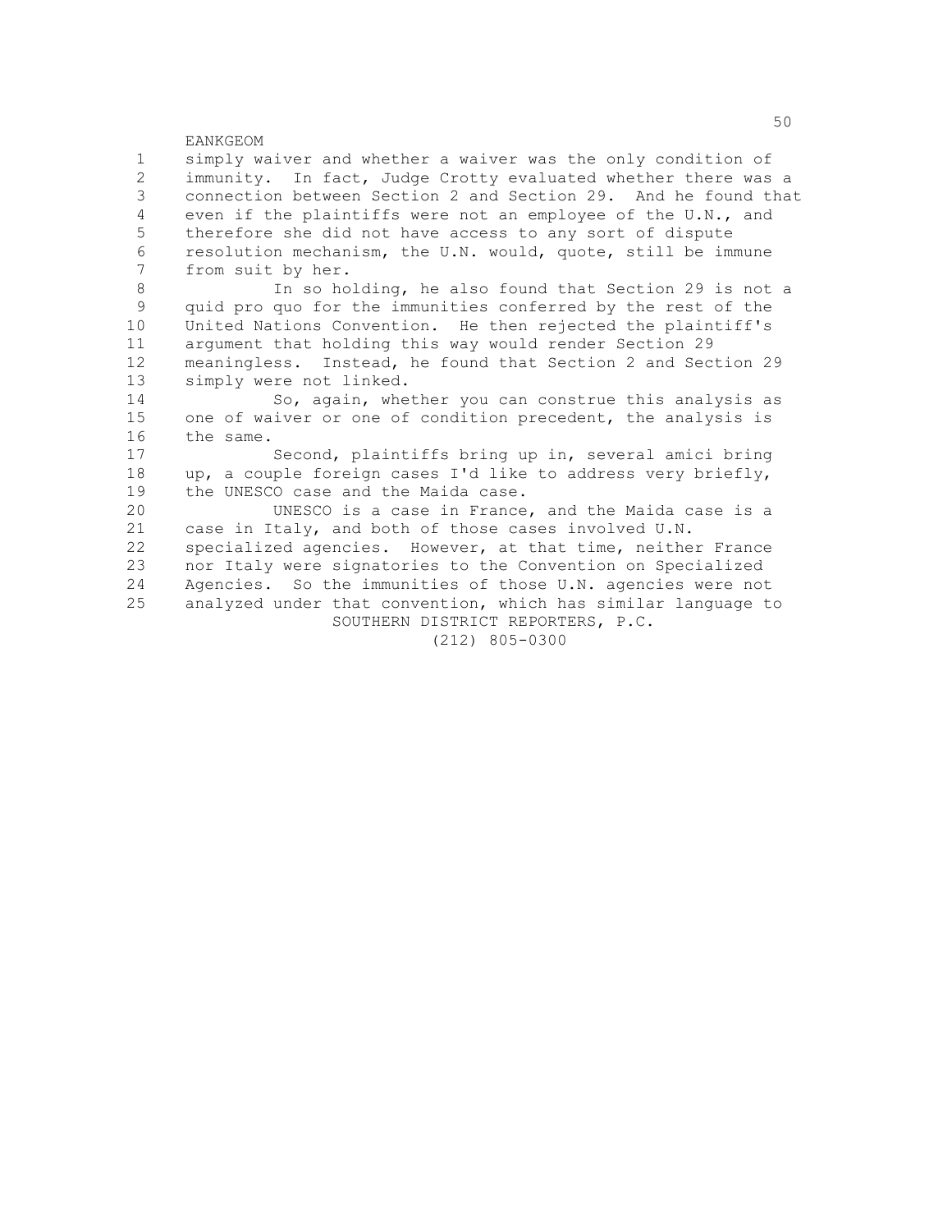simply waiver and whether a waiver was the only condition of immunity. In fact, Judge Crotty evaluated whether there was a connection between Section 2 and Section 29. And he found that even if the plaintiffs were not an employee of the U.N., and therefore she did not have access to any sort of dispute resolution mechanism, the U.N. would, quote, still be immune from suit by her.

In so holding, he also found that Section 29 is not a quid pro quo for the immunities conferred by the rest of the United Nations Convention. He then rejected the plaintiff's argument that holding this way would render Section 29 meaningless. Instead, he found that Section 2 and Section 29 simply were not linked.

So, again, whether you can construe this analysis as one of waiver or one of condition precedent, the analysis is the same.

Second, plaintiffs bring up in, several amici bring up, a couple foreign cases I'd like to address very briefly, the UNESCO case and the Maida case.

UNESCO is a case in France, and the Maida case is a case in Italy, and both of those cases involved U.N. specialized agencies. However, at that time, neither France nor Italy were signatories to the Convention on Specialized Agencies. So the immunities of those U.N. agencies were not analyzed under that convention, which has similar language to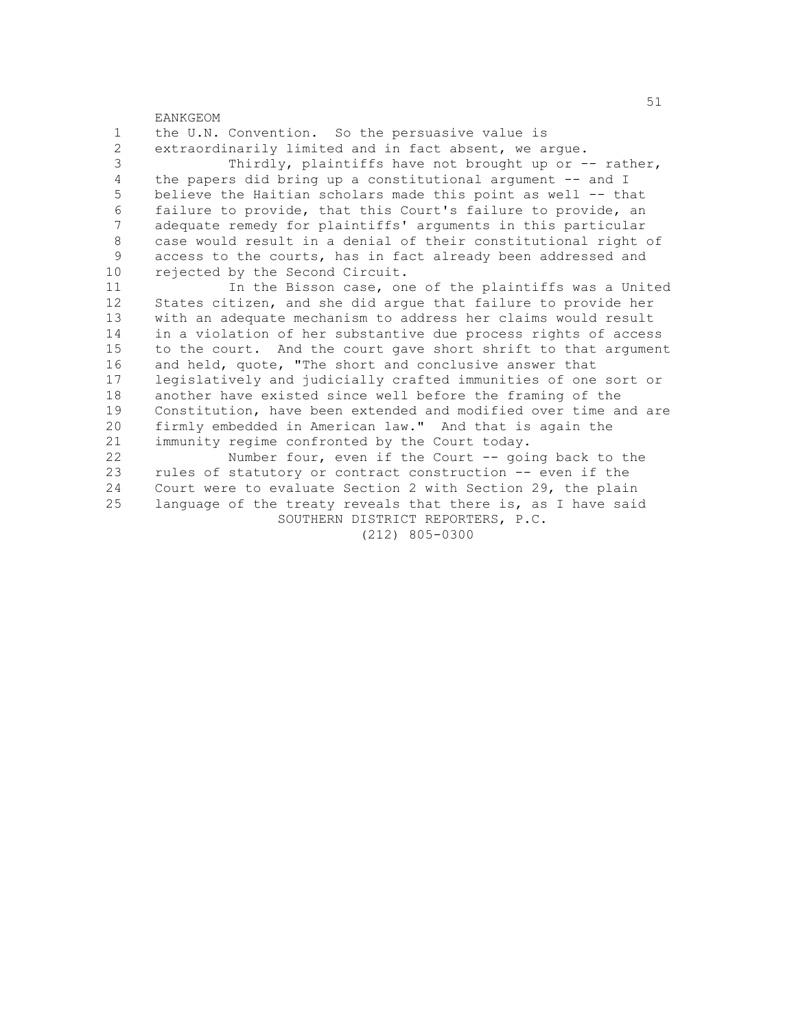the U.N. Convention. So the persuasive value is extraordinarily limited and in fact absent, we argue.

Thirdly, plaintiffs have not brought up or -- rather, the papers did bring up a constitutional argument -- and I believe the Haitian scholars made this point as well -- that failure to provide, that this Court's failure to provide, an adequate remedy for plaintiffs' arguments in this particular case would result in a denial of their constitutional right of access to the courts, has in fact already been addressed and rejected by the Second Circuit.

In the Bisson case, one of the plaintiffs was a United States citizen, and she did argue that failure to provide her with an adequate mechanism to address her claims would result in a violation of her substantive due process rights of access to the court. And the court gave short shrift to that argument and held, quote, "The short and conclusive answer that legislatively and judicially crafted immunities of one sort or another have existed since well before the framing of the Constitution, have been extended and modified over time and are firmly embedded in American law." And that is again the immunity regime confronted by the Court today.

Number four, even if the Court -- going back to the rules of statutory or contract construction -- even if the Court were to evaluate Section 2 with Section 29, the plain language of the treaty reveals that there is, as I have said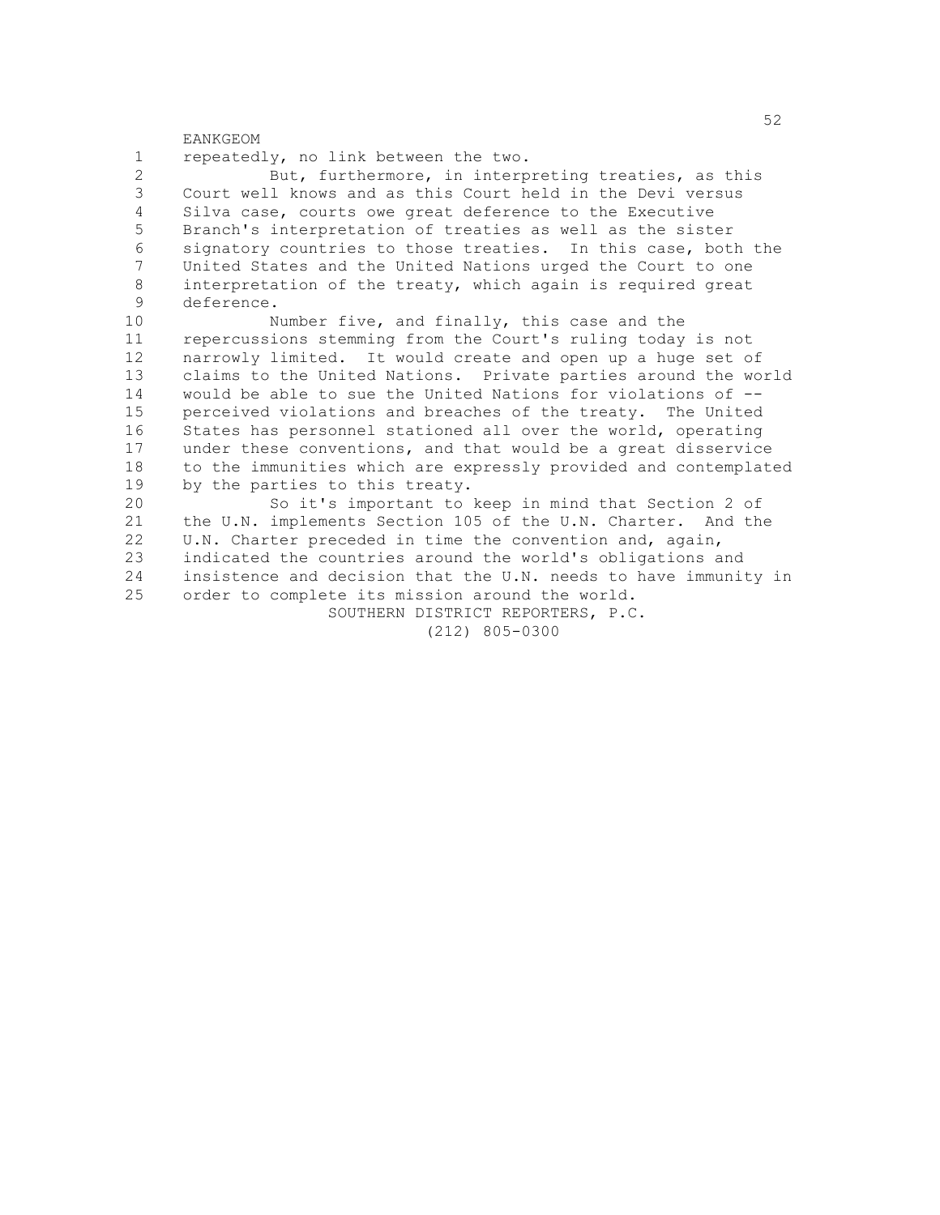repeatedly, no link between the two.

But, furthermore, in interpreting treaties, as this Court well knows and as this Court held in the Devi versus Silva case, courts owe great deference to the Executive Branch's interpretation of treaties as well as the sister signatory countries to those treaties. In this case, both the United States and the United Nations urged the Court to one interpretation of the treaty, which again is required great deference.

Number five, and finally, this case and the repercussions stemming from the Court's ruling today is not narrowly limited. It would create and open up a huge set of claims to the United Nations. Private parties around the world would be able to sue the United Nations for violations of -- perceived violations and breaches of the treaty. The United States has personnel stationed all over the world, operating under these conventions, and that would be a great disservice to the immunities which are expressly provided and contemplated by the parties to this treaty.

So it's important to keep in mind that Section 2 of the U.N. implements Section 105 of the U.N. Charter. And the U.N. Charter preceded in time the convention and, again, indicated the countries around the world's obligations and insistence and decision that the U.N. needs to have immunity in order to complete its mission around the world.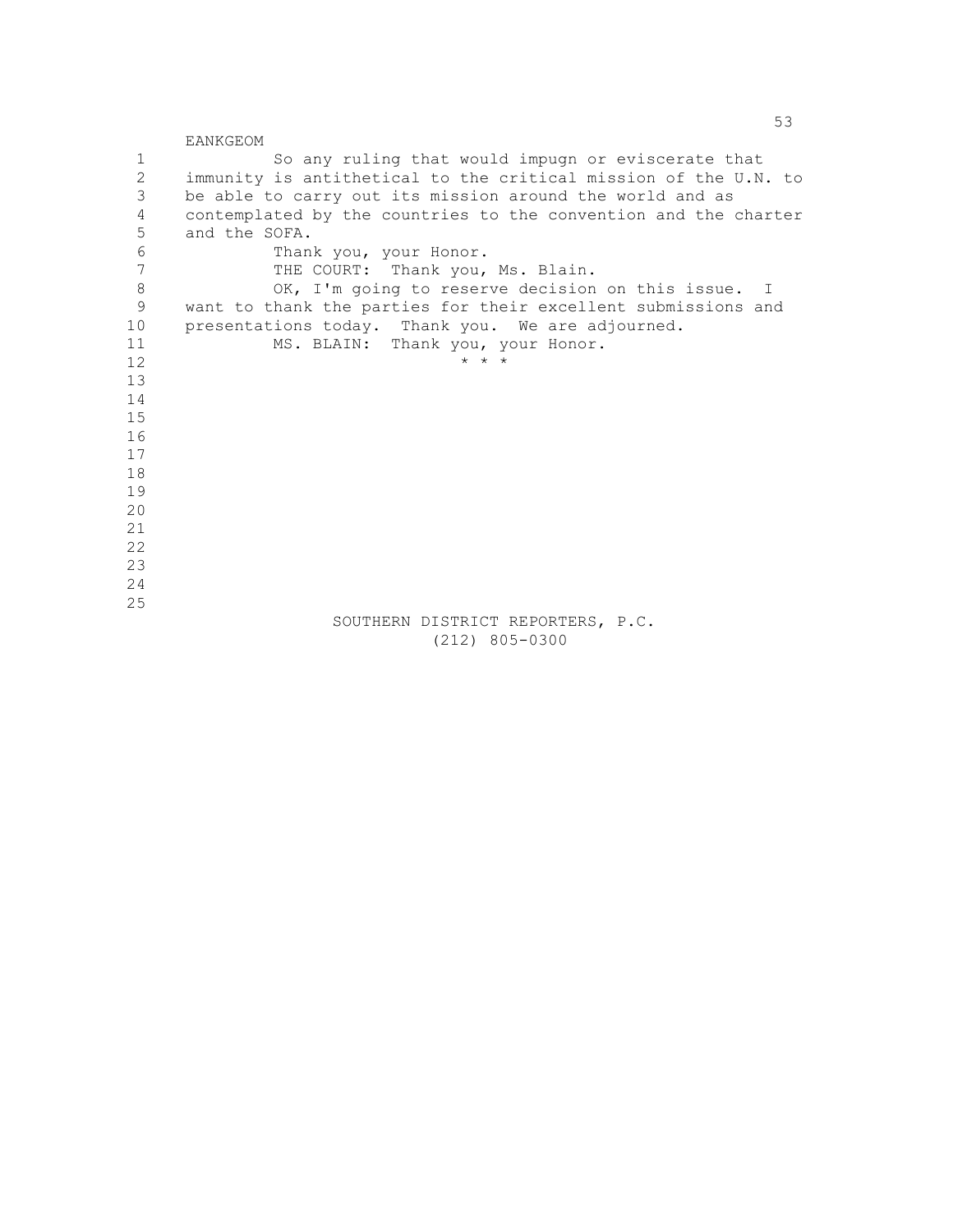So any ruling that would impugn or eviscerate that immunity is antithetical to the critical mission of the U.N. to be able to carry out its mission around the world and as contemplated by the countries to the convention and the charter and the SOFA.

Thank you, your Honor.

THE COURT: Thank you, Ms. Blain.

OK, I'm going to reserve decision on this issue. I want to thank the parties for their excellent submissions and presentations today. Thank you. We are adjourned.

MS. BLAIN: Thank you, your Honor.

* * *